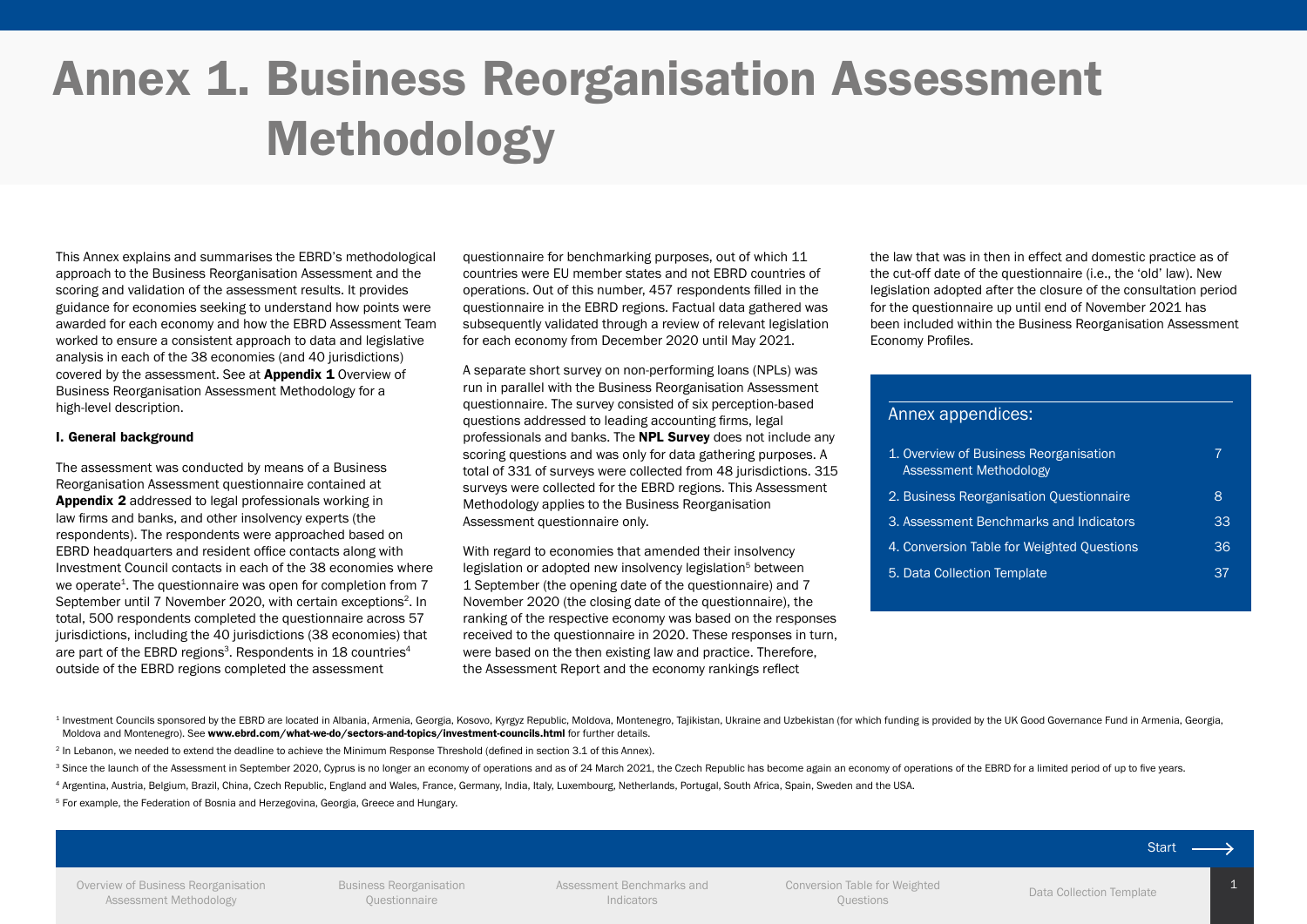# Annex 1. Business Reorganisation Assessment Methodology

This Annex explains and summarises the EBRD's methodological approach to the Business Reorganisation Assessment and the scoring and validation of the assessment results. It provides guidance for economies seeking to understand how points were awarded for each economy and how the EBRD Assessment Team worked to ensure a consistent approach to data and legislative analysis in each of the 38 economies (and 40 jurisdictions) covered by the assessment. See at **Appendix 1** Overview of Business Reorganisation Assessment Methodology for a high-level description.

**I. General background**

The assessment was conducted by means of a Business Reorganisation Assessment questionnaire contained at **Appendix 2** addressed to legal professionals working in law firms and banks, and other insolvency experts (the respondents). The respondents were approached based on EBRD headquarters and resident office contacts along with Investment Council contacts in each of the 38 economies where we operate[1]. The questionnaire was open for completion from 7 September until 7 November 2020, with certain exceptions[2]. In total, 500 respondents completed the questionnaire across 57 jurisdictions, including the 40 jurisdictions (38 economies) that are part of the EBRD regions[3]. Respondents in 18 countries[4] outside of the EBRD regions completed the assessment questionnaire for benchmarking purposes, out of which 11 countries were EU member states and not EBRD countries of operations. Out of this number, 457 respondents filled in the questionnaire in the EBRD regions. Factual data gathered was subsequently validated through a review of relevant legislation for each economy from December 2020 until May 2021.

A separate short survey on non-performing loans (NPLs) was run in parallel with the Business Reorganisation Assessment questionnaire. The survey consisted of six perception-based questions addressed to leading accounting firms, legal professionals and banks. The **NPL Survey** does not include any scoring questions and was only for data gathering purposes. A total of 331 of surveys were collected from 48 jurisdictions. 315 surveys were collected for the EBRD regions. This Assessment Methodology applies to the Business Reorganisation Assessment questionnaire only.

With regard to economies that amended their insolvency legislation or adopted new insolvency legislation[5] between 1 September (the opening date of the questionnaire) and 7 November 2020 (the closing date of the questionnaire), the ranking of the respective economy was based on the responses received to the questionnaire in 2020. These responses in turn, were based on the then existing law and practice. Therefore, the Assessment Report and the economy rankings reflect the law that was in then in effect and domestic practice as of the cut-off date of the questionnaire (i.e., the 'old' law). New legislation adopted after the closure of the consultation period for the questionnaire up until end of November 2021 has been included within the Business Reorganisation Assessment Economy Profiles.

**Annex appendices:**

| | |
|---|---|
| 1. Overview of Business Reorganisation Assessment Methodology | 7 |
| 2. Business Reorganisation Questionnaire | 8 |
| 3. Assessment Benchmarks and Indicators | 33 |
| 4. Conversion Table for Weighted Questions | 36 |
| 5. Data Collection Template | 37 |

[1] Investment Councils sponsored by the EBRD are located in Albania, Armenia, Georgia, Kosovo, Kyrgyz Republic, Moldova, Montenegro, Tajikistan, Ukraine and Uzbekistan (for which funding is provided by the UK Good Governance Fund in Armenia, Georgia, Moldova and Montenegro). See **www.ebrd.com/what-we-do/sectors-and-topics/investment-councils.html** for further details.

[2] In Lebanon, we needed to extend the deadline to achieve the Minimum Response Threshold (defined in section 3.1 of this Annex).

[3] Since the launch of the Assessment in September 2020, Cyprus is no longer an economy of operations and as of 24 March 2021, the Czech Republic has become again an economy of operations of the EBRD for a limited period of up to five years.

[4] Argentina, Austria, Belgium, Brazil, China, Czech Republic, England and Wales, France, Germany, India, Italy, Luxembourg, Netherlands, Portugal, South Africa, Spain, Sweden and the USA.

[5] For example, the Federation of Bosnia and Herzegovina, Georgia, Greece and Hungary.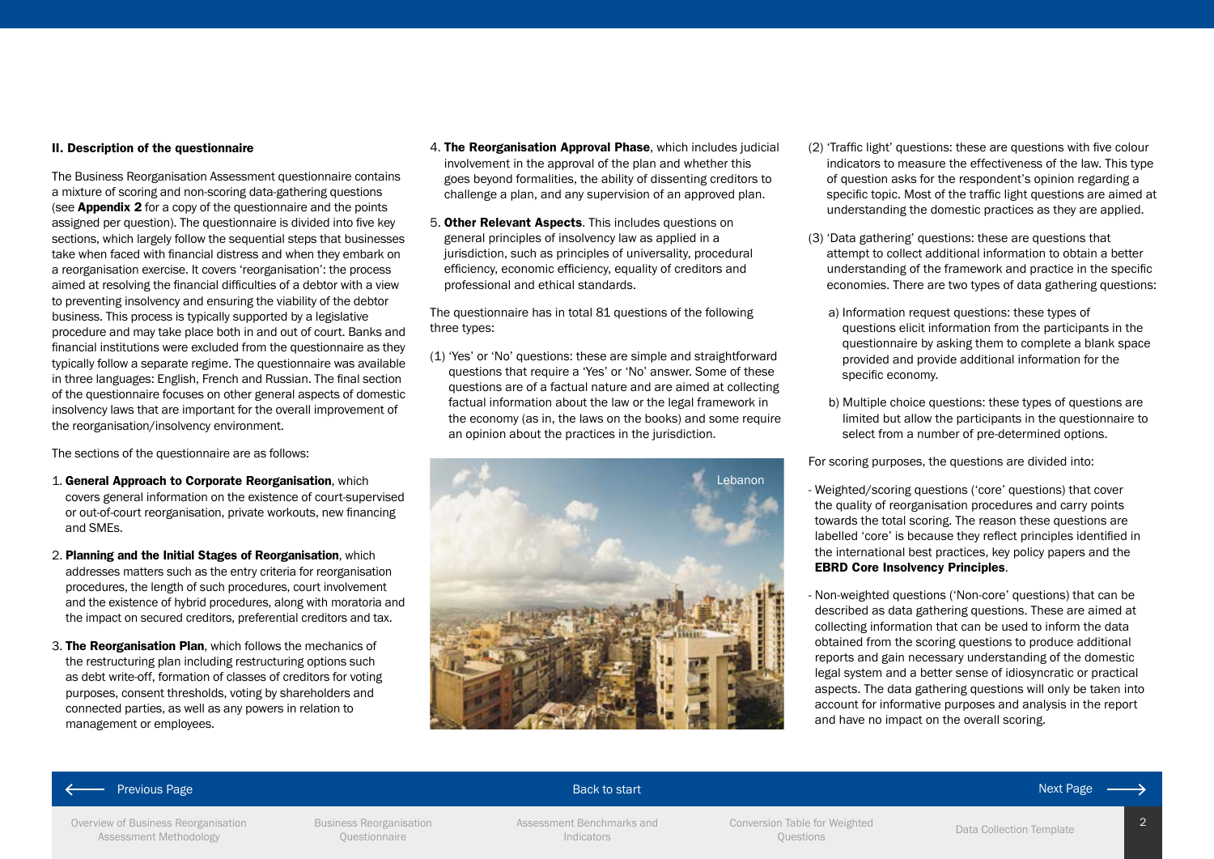## II. Description of the questionnaire

The Business Reorganisation Assessment questionnaire contains a mixture of scoring and non-scoring data-gathering questions (see **Appendix 2** for a copy of the questionnaire and the points assigned per question). The questionnaire is divided into five key sections, which largely follow the sequential steps that businesses take when faced with financial distress and when they embark on a reorganisation exercise. It covers 'reorganisation': the process aimed at resolving the financial difficulties of a debtor with a view to preventing insolvency and ensuring the viability of the debtor business. This process is typically supported by a legislative procedure and may take place both in and out of court. Banks and financial institutions were excluded from the questionnaire as they typically follow a separate regime. The questionnaire was available in three languages: English, French and Russian. The final section of the questionnaire focuses on other general aspects of domestic insolvency laws that are important for the overall improvement of the reorganisation/insolvency environment.

The sections of the questionnaire are as follows:

1. **General Approach to Corporate Reorganisation**, which covers general information on the existence of court-supervised or out-of-court reorganisation, private workouts, new financing and SMEs.
2. **Planning and the Initial Stages of Reorganisation**, which addresses matters such as the entry criteria for reorganisation procedures, the length of such procedures, court involvement and the existence of hybrid procedures, along with moratoria and the impact on secured creditors, preferential creditors and tax.
3. **The Reorganisation Plan**, which follows the mechanics of the restructuring plan including restructuring options such as debt write-off, formation of classes of creditors for voting purposes, consent thresholds, voting by shareholders and connected parties, as well as any powers in relation to management or employees.
4. **The Reorganisation Approval Phase**, which includes judicial involvement in the approval of the plan and whether this goes beyond formalities, the ability of dissenting creditors to challenge a plan, and any supervision of an approved plan.
5. **Other Relevant Aspects**. This includes questions on general principles of insolvency law as applied in a jurisdiction, such as principles of universality, procedural efficiency, economic efficiency, equality of creditors and professional and ethical standards.

The questionnaire has in total 81 questions of the following three types:

(1) 'Yes' or 'No' questions: these are simple and straightforward questions that require a 'Yes' or 'No' answer. Some of these questions are of a factual nature and are aimed at collecting factual information about the law or the legal framework in the economy (as in, the laws on the books) and some require an opinion about the practices in the jurisdiction.

Lebanon

(2) 'Traffic light' questions: these are questions with five colour indicators to measure the effectiveness of the law. This type of question asks for the respondent's opinion regarding a specific topic. Most of the traffic light questions are aimed at understanding the domestic practices as they are applied.

(3) 'Data gathering' questions: these are questions that attempt to collect additional information to obtain a better understanding of the framework and practice in the specific economies. There are two types of data gathering questions:

a) Information request questions: these types of questions elicit information from the participants in the questionnaire by asking them to complete a blank space provided and provide additional information for the specific economy.

b) Multiple choice questions: these types of questions are limited but allow the participants in the questionnaire to select from a number of pre-determined options.

For scoring purposes, the questions are divided into:

- Weighted/scoring questions ('core' questions) that cover the quality of reorganisation procedures and carry points towards the total scoring. The reason these questions are labelled 'core' is because they reflect principles identified in the international best practices, key policy papers and the **EBRD Core Insolvency Principles**.
- Non-weighted questions ('Non-core' questions) that can be described as data gathering questions. These are aimed at collecting information that can be used to inform the data obtained from the scoring questions to produce additional reports and gain necessary understanding of the domestic legal system and a better sense of idiosyncratic or practical aspects. The data gathering questions will only be taken into account for informative purposes and analysis in the report and have no impact on the overall scoring.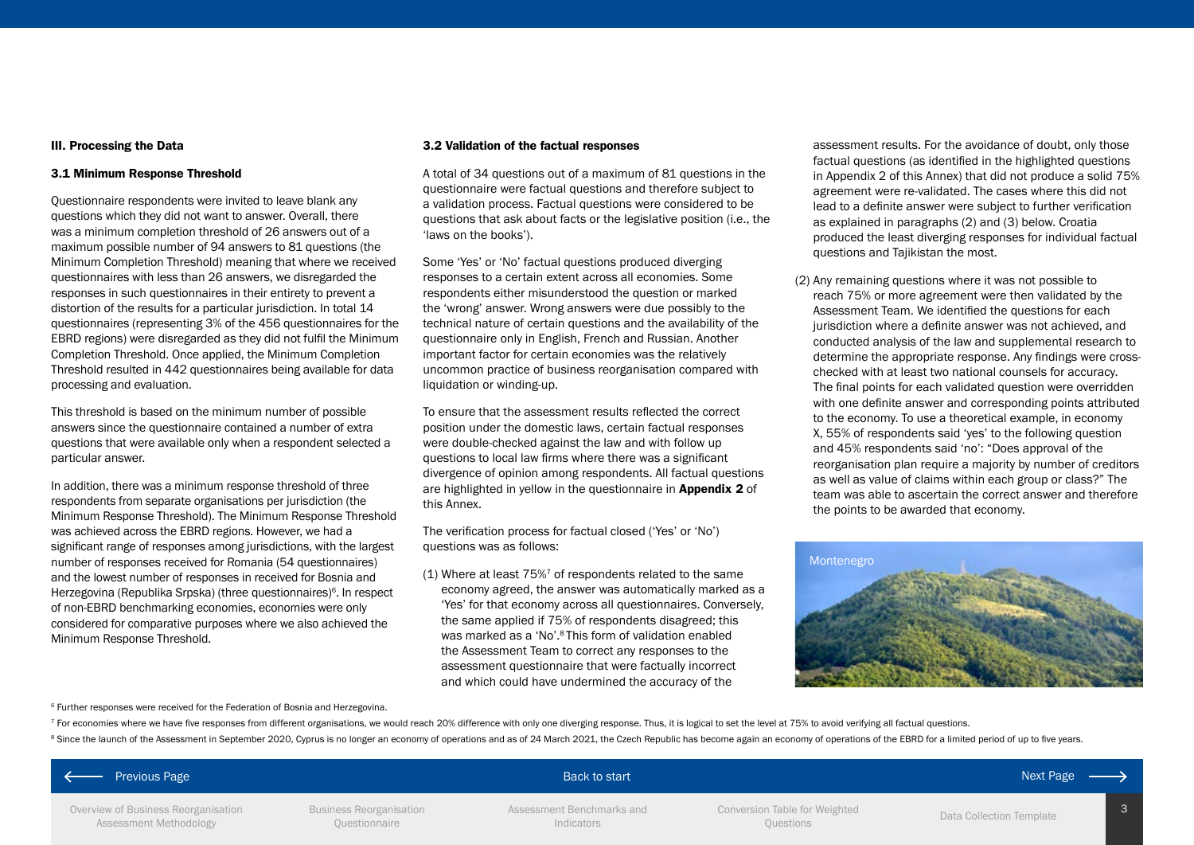## III. Processing the Data

### 3.1 Minimum Response Threshold

Questionnaire respondents were invited to leave blank any questions which they did not want to answer. Overall, there was a minimum completion threshold of 26 answers out of a maximum possible number of 94 answers to 81 questions (the Minimum Completion Threshold) meaning that where we received questionnaires with less than 26 answers, we disregarded the responses in such questionnaires in their entirety to prevent a distortion of the results for a particular jurisdiction. In total 14 questionnaires (representing 3% of the 456 questionnaires for the EBRD regions) were disregarded as they did not fulfil the Minimum Completion Threshold. Once applied, the Minimum Completion Threshold resulted in 442 questionnaires being available for data processing and evaluation.

This threshold is based on the minimum number of possible answers since the questionnaire contained a number of extra questions that were available only when a respondent selected a particular answer.

In addition, there was a minimum response threshold of three respondents from separate organisations per jurisdiction (the Minimum Response Threshold). The Minimum Response Threshold was achieved across the EBRD regions. However, we had a significant range of responses among jurisdictions, with the largest number of responses received for Romania (54 questionnaires) and the lowest number of responses in received for Bosnia and Herzegovina (Republika Srpska) (three questionnaires)[6]. In respect of non-EBRD benchmarking economies, economies were only considered for comparative purposes where we also achieved the Minimum Response Threshold.

### 3.2 Validation of the factual responses

A total of 34 questions out of a maximum of 81 questions in the questionnaire were factual questions and therefore subject to a validation process. Factual questions were considered to be questions that ask about facts or the legislative position (i.e., the 'laws on the books').

Some 'Yes' or 'No' factual questions produced diverging responses to a certain extent across all economies. Some respondents either misunderstood the question or marked the 'wrong' answer. Wrong answers were due possibly to the technical nature of certain questions and the availability of the questionnaire only in English, French and Russian. Another important factor for certain economies was the relatively uncommon practice of business reorganisation compared with liquidation or winding-up.

To ensure that the assessment results reflected the correct position under the domestic laws, certain factual responses were double-checked against the law and with follow up questions to local law firms where there was a significant divergence of opinion among respondents. All factual questions are highlighted in yellow in the questionnaire in **Appendix 2** of this Annex.

The verification process for factual closed ('Yes' or 'No') questions was as follows:

(1) Where at least 75%[7] of respondents related to the same economy agreed, the answer was automatically marked as a 'Yes' for that economy across all questionnaires. Conversely, the same applied if 75% of respondents disagreed; this was marked as a 'No'.[8] This form of validation enabled the Assessment Team to correct any responses to the assessment questionnaire that were factually incorrect and which could have undermined the accuracy of the assessment results. For the avoidance of doubt, only those factual questions (as identified in the highlighted questions in Appendix 2 of this Annex) that did not produce a solid 75% agreement were re-validated. The cases where this did not lead to a definite answer were subject to further verification as explained in paragraphs (2) and (3) below. Croatia produced the least diverging responses for individual factual questions and Tajikistan the most.

(2) Any remaining questions where it was not possible to reach 75% or more agreement were then validated by the Assessment Team. We identified the questions for each jurisdiction where a definite answer was not achieved, and conducted analysis of the law and supplemental research to determine the appropriate response. Any findings were cross-checked with at least two national counsels for accuracy. The final points for each validated question were overridden with one definite answer and corresponding points attributed to the economy. To use a theoretical example, in economy X, 55% of respondents said 'yes' to the following question and 45% respondents said 'no': "Does approval of the reorganisation plan require a majority by number of creditors as well as value of claims within each group or class?" The team was able to ascertain the correct answer and therefore the points to be awarded that economy.

Montenegro

[6] Further responses were received for the Federation of Bosnia and Herzegovina.

[7] For economies where we have five responses from different organisations, we would reach 20% difference with only one diverging response. Thus, it is logical to set the level at 75% to avoid verifying all factual questions.

[8] Since the launch of the Assessment in September 2020, Cyprus is no longer an economy of operations and as of 24 March 2021, the Czech Republic has become again an economy of operations of the EBRD for a limited period of up to five years.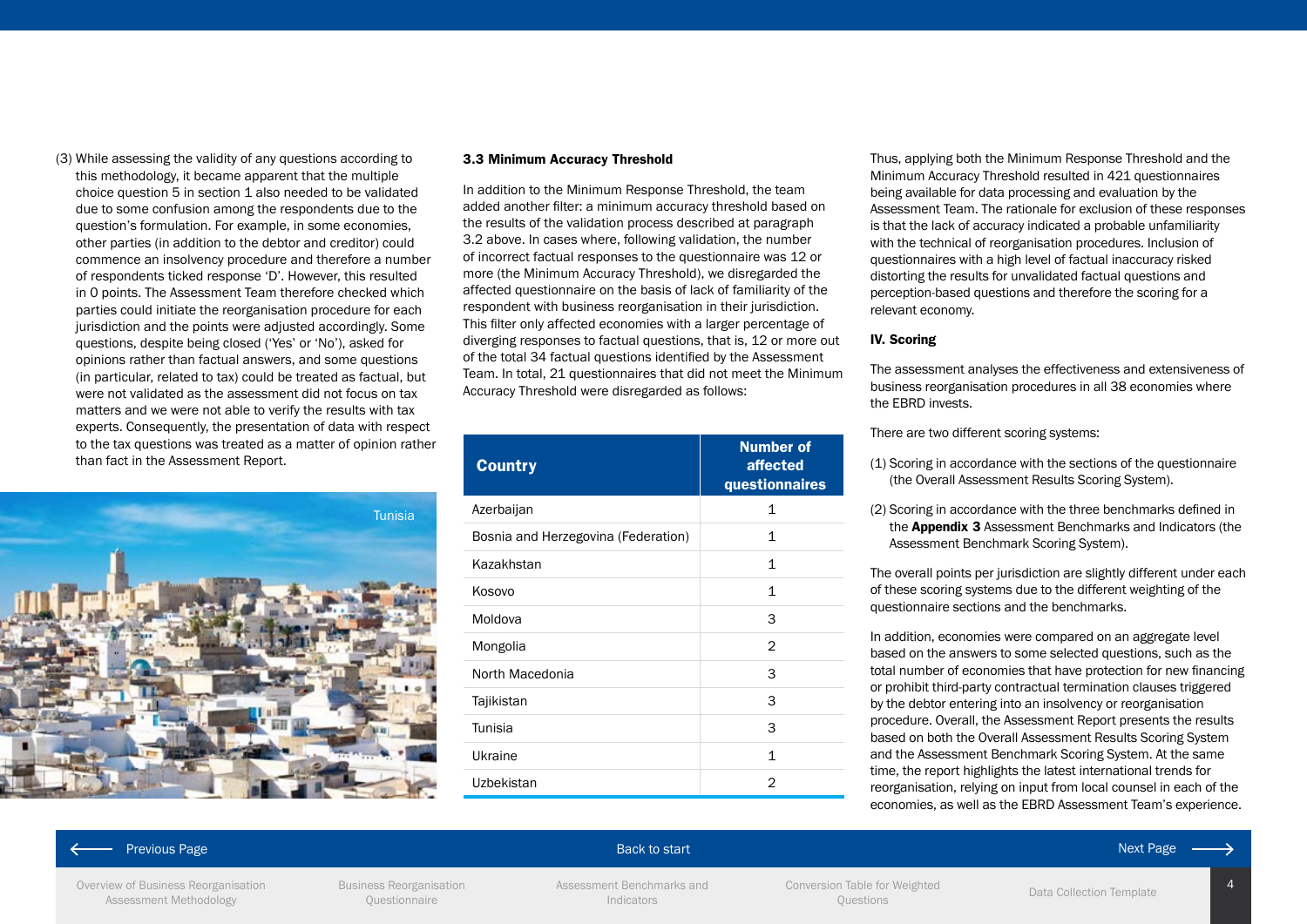(3) While assessing the validity of any questions according to this methodology, it became apparent that the multiple choice question 5 in section 1 also needed to be validated due to some confusion among the respondents due to the question's formulation. For example, in some economies, other parties (in addition to the debtor and creditor) could commence an insolvency procedure and therefore a number of respondents ticked response 'D'. However, this resulted in 0 points. The Assessment Team therefore checked which parties could initiate the reorganisation procedure for each jurisdiction and the points were adjusted accordingly. Some questions, despite being closed ('Yes' or 'No'), asked for opinions rather than factual answers, and some questions (in particular, related to tax) could be treated as factual, but were not validated as the assessment did not focus on tax matters and we were not able to verify the results with tax experts. Consequently, the presentation of data with respect to the tax questions was treated as a matter of opinion rather than fact in the Assessment Report.

Tunisia

### 3.3 Minimum Accuracy Threshold

In addition to the Minimum Response Threshold, the team added another filter: a minimum accuracy threshold based on the results of the validation process described at paragraph 3.2 above. In cases where, following validation, the number of incorrect factual responses to the questionnaire was 12 or more (the Minimum Accuracy Threshold), we disregarded the affected questionnaire on the basis of lack of familiarity of the respondent with business reorganisation in their jurisdiction. This filter only affected economies with a larger percentage of diverging responses to factual questions, that is, 12 or more out of the total 34 factual questions identified by the Assessment Team. In total, 21 questionnaires that did not meet the Minimum Accuracy Threshold were disregarded as follows:

| Country | Number of affected questionnaires |
|---|---|
| Azerbaijan | 1 |
| Bosnia and Herzegovina (Federation) | 1 |
| Kazakhstan | 1 |
| Kosovo | 1 |
| Moldova | 3 |
| Mongolia | 2 |
| North Macedonia | 3 |
| Tajikistan | 3 |
| Tunisia | 3 |
| Ukraine | 1 |
| Uzbekistan | 2 |

Thus, applying both the Minimum Response Threshold and the Minimum Accuracy Threshold resulted in 421 questionnaires being available for data processing and evaluation by the Assessment Team. The rationale for exclusion of these responses is that the lack of accuracy indicated a probable unfamiliarity with the technical of reorganisation procedures. Inclusion of questionnaires with a high level of factual inaccuracy risked distorting the results for unvalidated factual questions and perception-based questions and therefore the scoring for a relevant economy.

## IV. Scoring

The assessment analyses the effectiveness and extensiveness of business reorganisation procedures in all 38 economies where the EBRD invests.

There are two different scoring systems:

(1) Scoring in accordance with the sections of the questionnaire (the Overall Assessment Results Scoring System).

(2) Scoring in accordance with the three benchmarks defined in the **Appendix 3** Assessment Benchmarks and Indicators (the Assessment Benchmark Scoring System).

The overall points per jurisdiction are slightly different under each of these scoring systems due to the different weighting of the questionnaire sections and the benchmarks.

In addition, economies were compared on an aggregate level based on the answers to some selected questions, such as the total number of economies that have protection for new financing or prohibit third-party contractual termination clauses triggered by the debtor entering into an insolvency or reorganisation procedure. Overall, the Assessment Report presents the results based on both the Overall Assessment Results Scoring System and the Assessment Benchmark Scoring System. At the same time, the report highlights the latest international trends for reorganisation, relying on input from local counsel in each of the economies, as well as the EBRD Assessment Team's experience.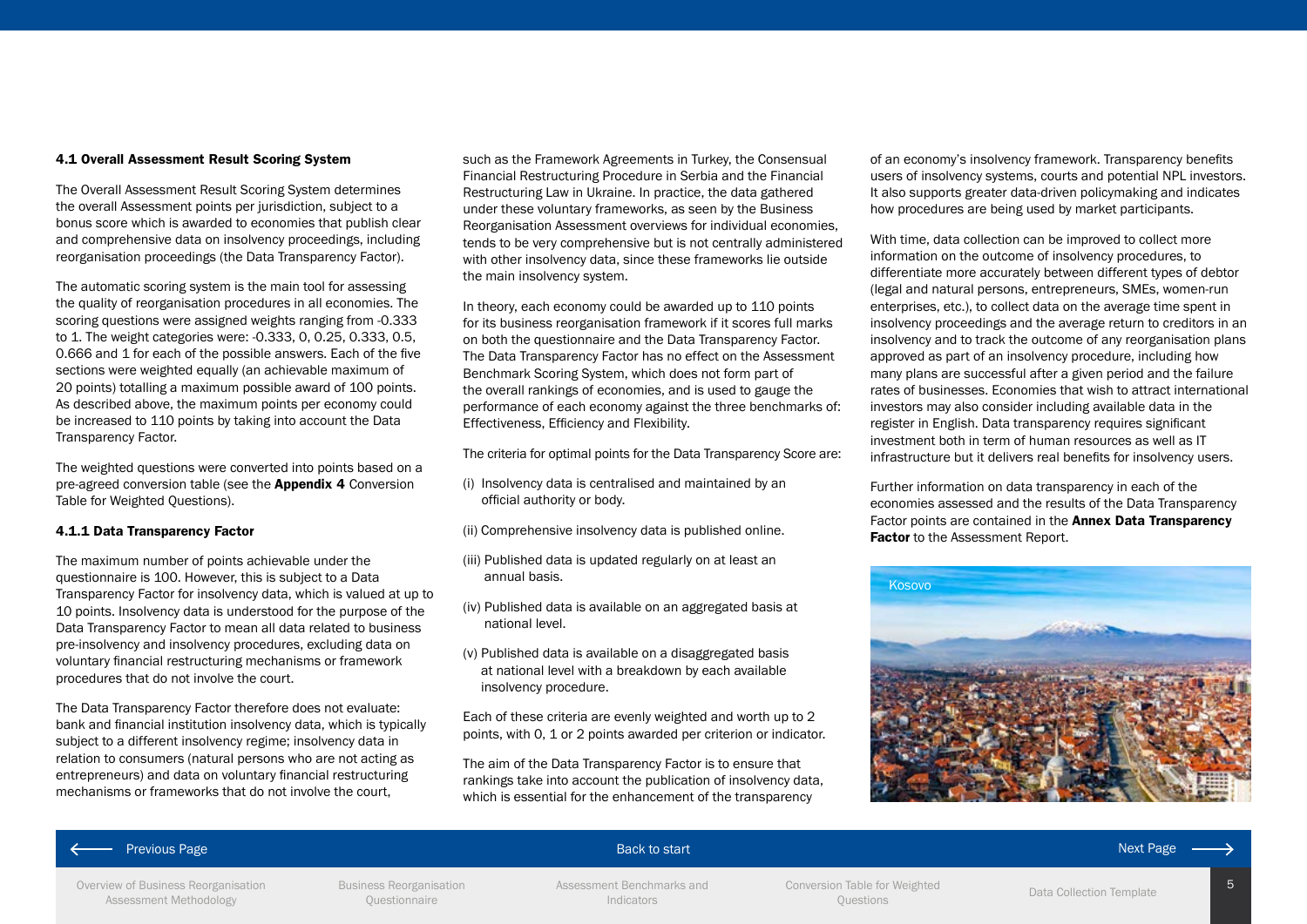### 4.1 Overall Assessment Result Scoring System

The Overall Assessment Result Scoring System determines the overall Assessment points per jurisdiction, subject to a bonus score which is awarded to economies that publish clear and comprehensive data on insolvency proceedings, including reorganisation proceedings (the Data Transparency Factor).

The automatic scoring system is the main tool for assessing the quality of reorganisation procedures in all economies. The scoring questions were assigned weights ranging from -0.333 to 1. The weight categories were: -0.333, 0, 0.25, 0.333, 0.5, 0.666 and 1 for each of the possible answers. Each of the five sections were weighted equally (an achievable maximum of 20 points) totalling a maximum possible award of 100 points. As described above, the maximum points per economy could be increased to 110 points by taking into account the Data Transparency Factor.

The weighted questions were converted into points based on a pre-agreed conversion table (see the **Appendix 4** Conversion Table for Weighted Questions).

#### 4.1.1 Data Transparency Factor

The maximum number of points achievable under the questionnaire is 100. However, this is subject to a Data Transparency Factor for insolvency data, which is valued at up to 10 points. Insolvency data is understood for the purpose of the Data Transparency Factor to mean all data related to business pre-insolvency and insolvency procedures, excluding data on voluntary financial restructuring mechanisms or framework procedures that do not involve the court.

The Data Transparency Factor therefore does not evaluate: bank and financial institution insolvency data, which is typically subject to a different insolvency regime; insolvency data in relation to consumers (natural persons who are not acting as entrepreneurs) and data on voluntary financial restructuring mechanisms or frameworks that do not involve the court, such as the Framework Agreements in Turkey, the Consensual Financial Restructuring Procedure in Serbia and the Financial Restructuring Law in Ukraine. In practice, the data gathered under these voluntary frameworks, as seen by the Business Reorganisation Assessment overviews for individual economies, tends to be very comprehensive but is not centrally administered with other insolvency data, since these frameworks lie outside the main insolvency system.

In theory, each economy could be awarded up to 110 points for its business reorganisation framework if it scores full marks on both the questionnaire and the Data Transparency Factor. The Data Transparency Factor has no effect on the Assessment Benchmark Scoring System, which does not form part of the overall rankings of economies, and is used to gauge the performance of each economy against the three benchmarks of: Effectiveness, Efficiency and Flexibility.

The criteria for optimal points for the Data Transparency Score are:

(i) Insolvency data is centralised and maintained by an official authority or body.

(ii) Comprehensive insolvency data is published online.

(iii) Published data is updated regularly on at least an annual basis.

(iv) Published data is available on an aggregated basis at national level.

(v) Published data is available on a disaggregated basis at national level with a breakdown by each available insolvency procedure.

Each of these criteria are evenly weighted and worth up to 2 points, with 0, 1 or 2 points awarded per criterion or indicator.

The aim of the Data Transparency Factor is to ensure that rankings take into account the publication of insolvency data, which is essential for the enhancement of the transparency of an economy's insolvency framework. Transparency benefits users of insolvency systems, courts and potential NPL investors. It also supports greater data-driven policymaking and indicates how procedures are being used by market participants.

With time, data collection can be improved to collect more information on the outcome of insolvency procedures, to differentiate more accurately between different types of debtor (legal and natural persons, entrepreneurs, SMEs, women-run enterprises, etc.), to collect data on the average time spent in insolvency proceedings and the average return to creditors in an insolvency and to track the outcome of any reorganisation plans approved as part of an insolvency procedure, including how many plans are successful after a given period and the failure rates of businesses. Economies that wish to attract international investors may also consider including available data in the register in English. Data transparency requires significant investment both in term of human resources as well as IT infrastructure but it delivers real benefits for insolvency users.

Further information on data transparency in each of the economies assessed and the results of the Data Transparency Factor points are contained in the **Annex Data Transparency Factor** to the Assessment Report.

Kosovo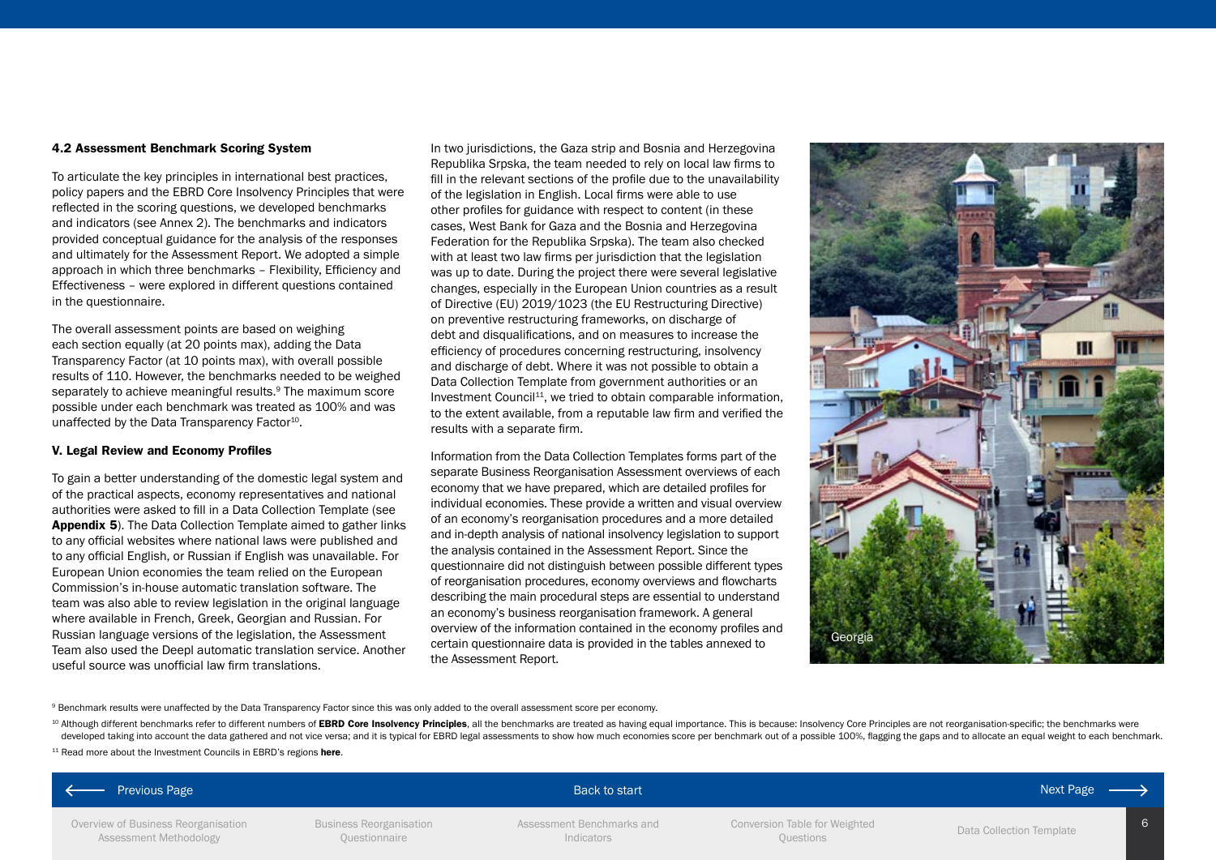### 4.2 Assessment Benchmark Scoring System

To articulate the key principles in international best practices, policy papers and the EBRD Core Insolvency Principles that were reflected in the scoring questions, we developed benchmarks and indicators (see Annex 2). The benchmarks and indicators provided conceptual guidance for the analysis of the responses and ultimately for the Assessment Report. We adopted a simple approach in which three benchmarks – Flexibility, Efficiency and Effectiveness – were explored in different questions contained in the questionnaire.

The overall assessment points are based on weighing each section equally (at 20 points max), adding the Data Transparency Factor (at 10 points max), with overall possible results of 110. However, the benchmarks needed to be weighed separately to achieve meaningful results.[9] The maximum score possible under each benchmark was treated as 100% and was unaffected by the Data Transparency Factor[10].

### V. Legal Review and Economy Profiles

To gain a better understanding of the domestic legal system and of the practical aspects, economy representatives and national authorities were asked to fill in a Data Collection Template (see **Appendix 5**). The Data Collection Template aimed to gather links to any official websites where national laws were published and to any official English, or Russian if English was unavailable. For European Union economies the team relied on the European Commission's in-house automatic translation software. The team was also able to review legislation in the original language where available in French, Greek, Georgian and Russian. For Russian language versions of the legislation, the Assessment Team also used the Deepl automatic translation service. Another useful source was unofficial law firm translations.

In two jurisdictions, the Gaza strip and Bosnia and Herzegovina Republika Srpska, the team needed to rely on local law firms to fill in the relevant sections of the profile due to the unavailability of the legislation in English. Local firms were able to use other profiles for guidance with respect to content (in these cases, West Bank for Gaza and the Bosnia and Herzegovina Federation for the Republika Srpska). The team also checked with at least two law firms per jurisdiction that the legislation was up to date. During the project there were several legislative changes, especially in the European Union countries as a result of Directive (EU) 2019/1023 (the EU Restructuring Directive) on preventive restructuring frameworks, on discharge of debt and disqualifications, and on measures to increase the efficiency of procedures concerning restructuring, insolvency and discharge of debt. Where it was not possible to obtain a Data Collection Template from government authorities or an Investment Council[11], we tried to obtain comparable information, to the extent available, from a reputable law firm and verified the results with a separate firm.

Information from the Data Collection Templates forms part of the separate Business Reorganisation Assessment overviews of each economy that we have prepared, which are detailed profiles for individual economies. These provide a written and visual overview of an economy's reorganisation procedures and a more detailed and in-depth analysis of national insolvency legislation to support the analysis contained in the Assessment Report. Since the questionnaire did not distinguish between possible different types of reorganisation procedures, economy overviews and flowcharts describing the main procedural steps are essential to understand an economy's business reorganisation framework. A general overview of the information contained in the economy profiles and certain questionnaire data is provided in the tables annexed to the Assessment Report.

Georgia

[9] Benchmark results were unaffected by the Data Transparency Factor since this was only added to the overall assessment score per economy.

[10] Although different benchmarks refer to different numbers of **EBRD Core Insolvency Principles**, all the benchmarks are treated as having equal importance. This is because: Insolvency Core Principles are not reorganisation-specific; the benchmarks were developed taking into account the data gathered and not vice versa; and it is typical for EBRD legal assessments to show how much economies score per benchmark out of a possible 100%, flagging the gaps and to allocate an equal weight to each benchmark.

[11] Read more about the Investment Councils in EBRD's regions **here**.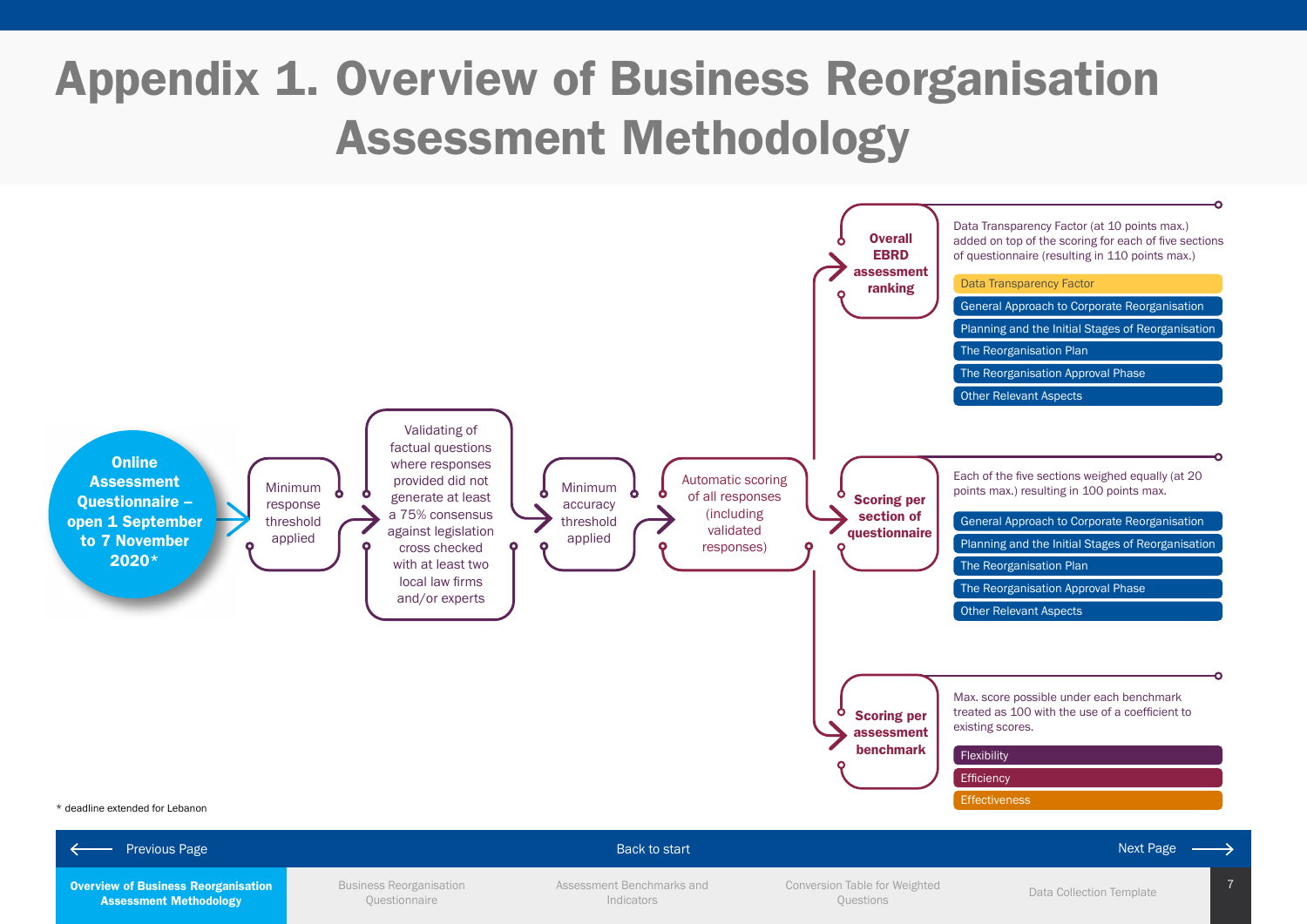# Appendix 1. Overview of Business Reorganisation Assessment Methodology

**Online Assessment Questionnaire – open 1 September to 7 November 2020***

Minimum response threshold applied

Validating of factual questions where responses provided did not generate at least a 75% consensus against legislation cross checked with at least two local law firms and/or experts

Minimum accuracy threshold applied

Automatic scoring of all responses (including validated responses)

**Overall EBRD assessment ranking**

Data Transparency Factor (at 10 points max.) added on top of the scoring for each of five sections of questionnaire (resulting in 110 points max.)

- Data Transparency Factor
- General Approach to Corporate Reorganisation
- Planning and the Initial Stages of Reorganisation
- The Reorganisation Plan
- The Reorganisation Approval Phase
- Other Relevant Aspects

**Scoring per section of questionnaire**

Each of the five sections weighed equally (at 20 points max.) resulting in 100 points max.

- General Approach to Corporate Reorganisation
- Planning and the Initial Stages of Reorganisation
- The Reorganisation Plan
- The Reorganisation Approval Phase
- Other Relevant Aspects

**Scoring per assessment benchmark**

Max. score possible under each benchmark treated as 100 with the use of a coefficient to existing scores.

- Flexibility
- Efficiency
- Effectiveness

* deadline extended for Lebanon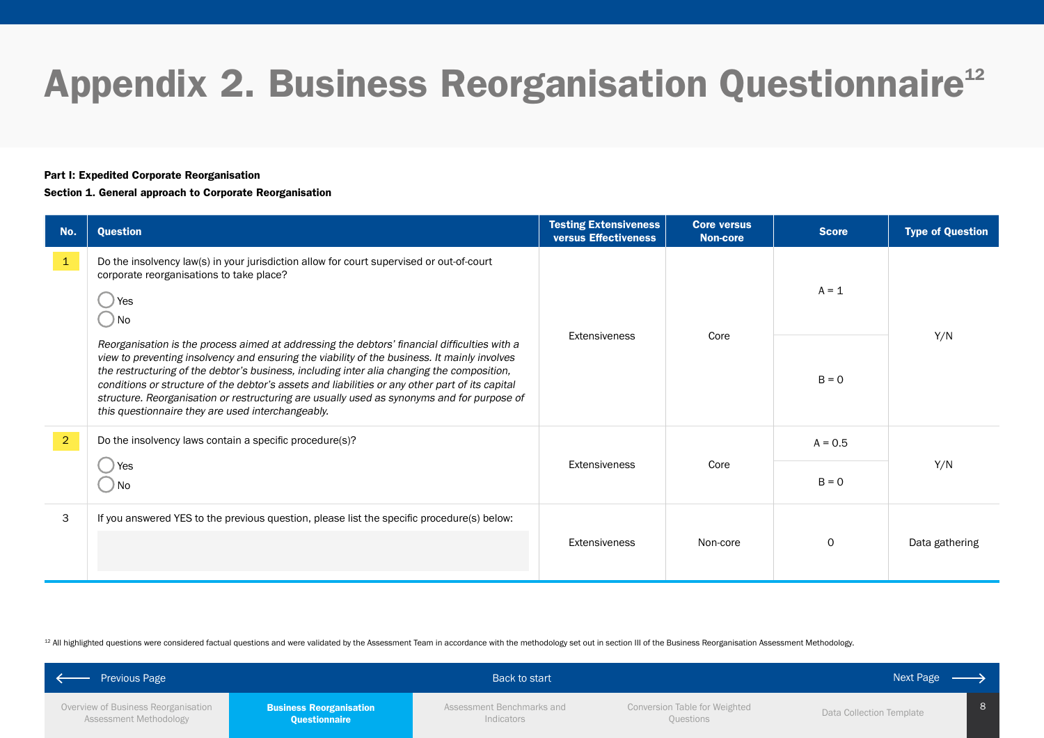# Appendix 2. Business Reorganisation Questionnaire[12]

**Part I: Expedited Corporate Reorganisation**

**Section 1. General approach to Corporate Reorganisation**

| No. | Question | Testing Extensiveness versus Effectiveness | Core versus Non-core | Score | Type of Question |
|---|---|---|---|---|---|
| 1 | Do the insolvency law(s) in your jurisdiction allow for court supervised or out-of-court corporate reorganisations to take place?<br>◯ Yes<br>◯ No<br>*Reorganisation is the process aimed at addressing the debtors' financial difficulties with a view to preventing insolvency and ensuring the viability of the business. It mainly involves the restructuring of the debtor's business, including inter alia changing the composition, conditions or structure of the debtor's assets and liabilities or any other part of its capital structure. Reorganisation or restructuring are usually used as synonyms and for purpose of this questionnaire they are used interchangeably.* | Extensiveness | Core | A = 1<br>B = 0 | Y/N |
| 2 | Do the insolvency laws contain a specific procedure(s)?<br>◯ Yes<br>◯ No | Extensiveness | Core | A = 0.5<br>B = 0 | Y/N |
| 3 | If you answered YES to the previous question, please list the specific procedure(s) below: | Extensiveness | Non-core | 0 | Data gathering |

[12] All highlighted questions were considered factual questions and were validated by the Assessment Team in accordance with the methodology set out in section III of the Business Reorganisation Assessment Methodology.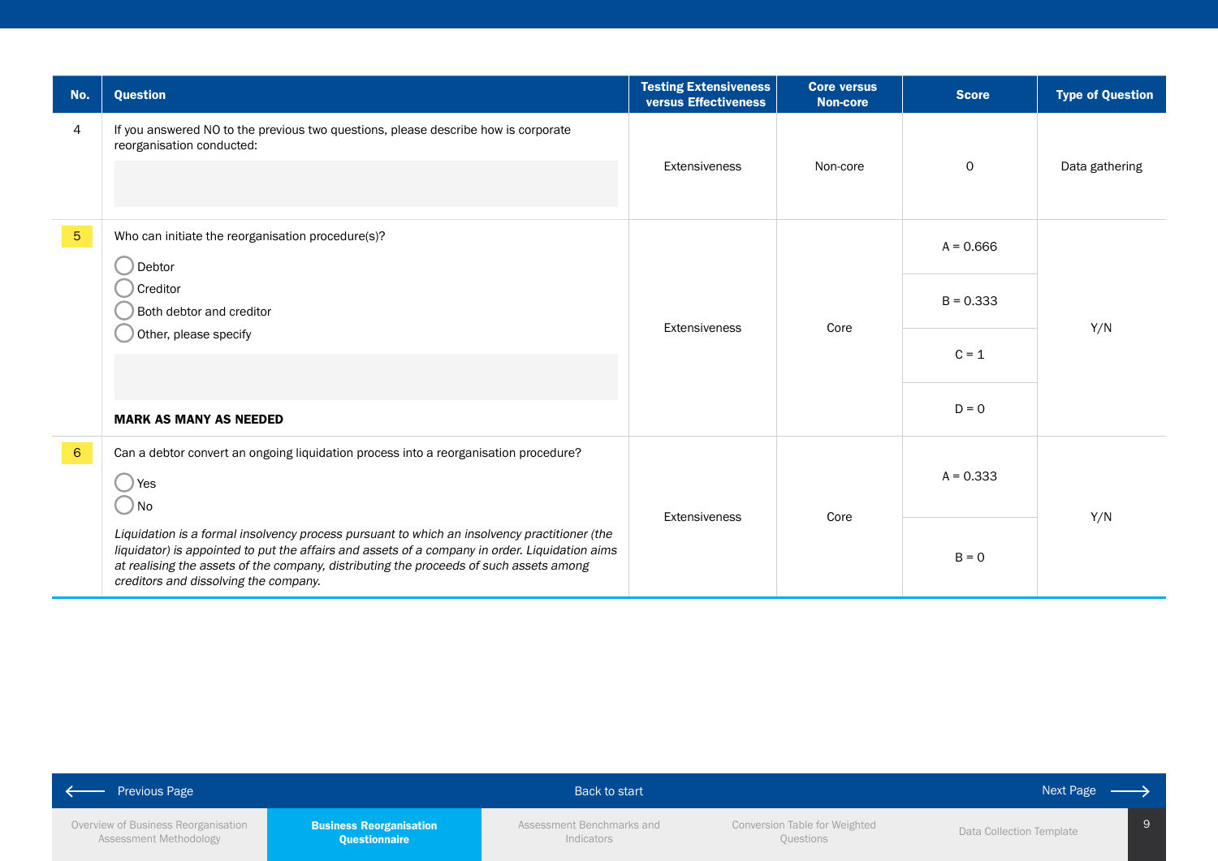| No. | Question | Testing Extensiveness versus Effectiveness | Core versus Non-core | Score | Type of Question |
|---|---|---|---|---|---|
| 4 | If you answered NO to the previous two questions, please describe how is corporate reorganisation conducted: | Extensiveness | Non-core | 0 | Data gathering |
| 5 | Who can initiate the reorganisation procedure(s)?<br>◯ Debtor<br>◯ Creditor<br>◯ Both debtor and creditor<br>◯ Other, please specify<br><br>**MARK AS MANY AS NEEDED** | Extensiveness | Core | A = 0.666<br>B = 0.333<br>C = 1<br>D = 0 | Y/N |
| 6 | Can a debtor convert an ongoing liquidation process into a reorganisation procedure?<br>◯ Yes<br>◯ No<br>*Liquidation is a formal insolvency process pursuant to which an insolvency practitioner (the liquidator) is appointed to put the affairs and assets of a company in order. Liquidation aims at realising the assets of the company, distributing the proceeds of such assets among creditors and dissolving the company.* | Extensiveness | Core | A = 0.333<br>B = 0 | Y/N |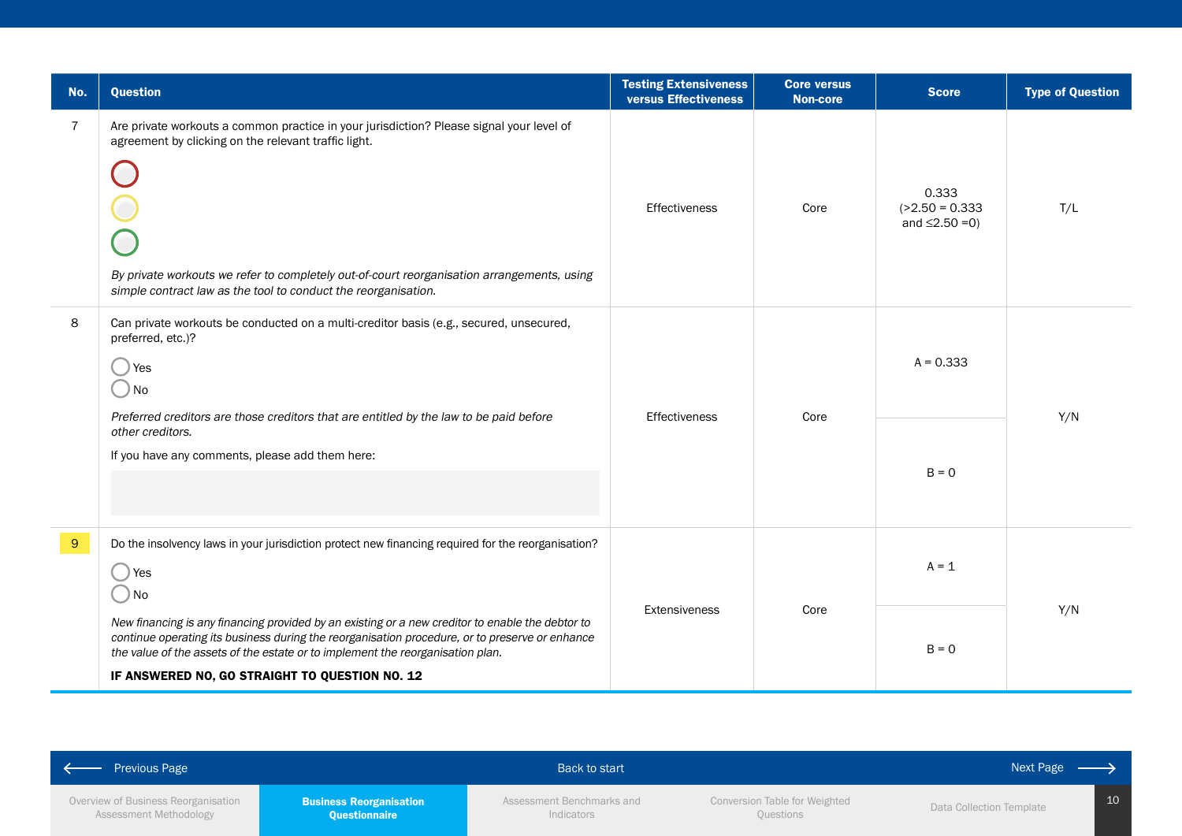| No. | Question | Testing Extensiveness versus Effectiveness | Core versus Non-core | Score | Type of Question |
|---|---|---|---|---|---|
| 7 | Are private workouts a common practice in your jurisdiction? Please signal your level of agreement by clicking on the relevant traffic light.<br>*By private workouts we refer to completely out-of-court reorganisation arrangements, using simple contract law as the tool to conduct the reorganisation.* | Effectiveness | Core | 0.333 (>2.50 = 0.333 and ≤2.50 =0) | T/L |
| 8 | Can private workouts be conducted on a multi-creditor basis (e.g., secured, unsecured, preferred, etc.)?<br>Yes<br>No<br>*Preferred creditors are those creditors that are entitled by the law to be paid before other creditors.*<br>If you have any comments, please add them here: | Effectiveness | Core | A = 0.333<br>B = 0 | Y/N |
| 9 | Do the insolvency laws in your jurisdiction protect new financing required for the reorganisation?<br>Yes<br>No<br>*New financing is any financing provided by an existing or a new creditor to enable the debtor to continue operating its business during the reorganisation procedure, or to preserve or enhance the value of the assets of the estate or to implement the reorganisation plan.*<br>**IF ANSWERED NO, GO STRAIGHT TO QUESTION NO. 12** | Extensiveness | Core | A = 1<br>B = 0 | Y/N |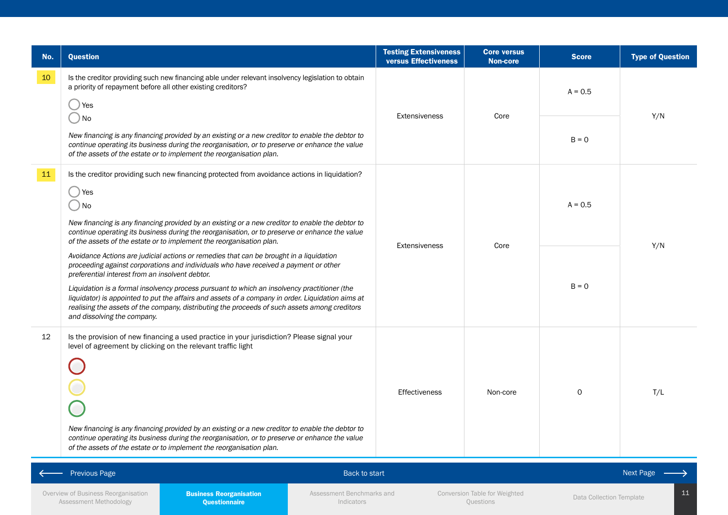| No. | Question | Testing Extensiveness versus Effectiveness | Core versus Non-core | Score | Type of Question |
|---|---|---|---|---|---|
| 10 | Is the creditor providing such new financing able under relevant insolvency legislation to obtain a priority of repayment before all other existing creditors?<br><br>◯ Yes<br>◯ No<br><br>*New financing is any financing provided by an existing or a new creditor to enable the debtor to continue operating its business during the reorganisation, or to preserve or enhance the value of the assets of the estate or to implement the reorganisation plan.* | Extensiveness | Core | A = 0.5<br><br>B = 0 | Y/N |
| 11 | Is the creditor providing such new financing protected from avoidance actions in liquidation?<br><br>◯ Yes<br>◯ No<br><br>*New financing is any financing provided by an existing or a new creditor to enable the debtor to continue operating its business during the reorganisation, or to preserve or enhance the value of the assets of the estate or to implement the reorganisation plan.*<br><br>*Avoidance Actions are judicial actions or remedies that can be brought in a liquidation proceeding against corporations and individuals who have received a payment or other preferential interest from an insolvent debtor.*<br><br>*Liquidation is a formal insolvency process pursuant to which an insolvency practitioner (the liquidator) is appointed to put the affairs and assets of a company in order. Liquidation aims at realising the assets of the company, distributing the proceeds of such assets among creditors and dissolving the company.* | Extensiveness | Core | A = 0.5<br><br>B = 0 | Y/N |
| 12 | Is the provision of new financing a used practice in your jurisdiction? Please signal your level of agreement by clicking on the relevant traffic light<br><br>◯ (red)<br>◯ (yellow)<br>◯ (green)<br><br>*New financing is any financing provided by an existing or a new creditor to enable the debtor to continue operating its business during the reorganisation, or to preserve or enhance the value of the assets of the estate or to implement the reorganisation plan.* | Effectiveness | Non-core | 0 | T/L |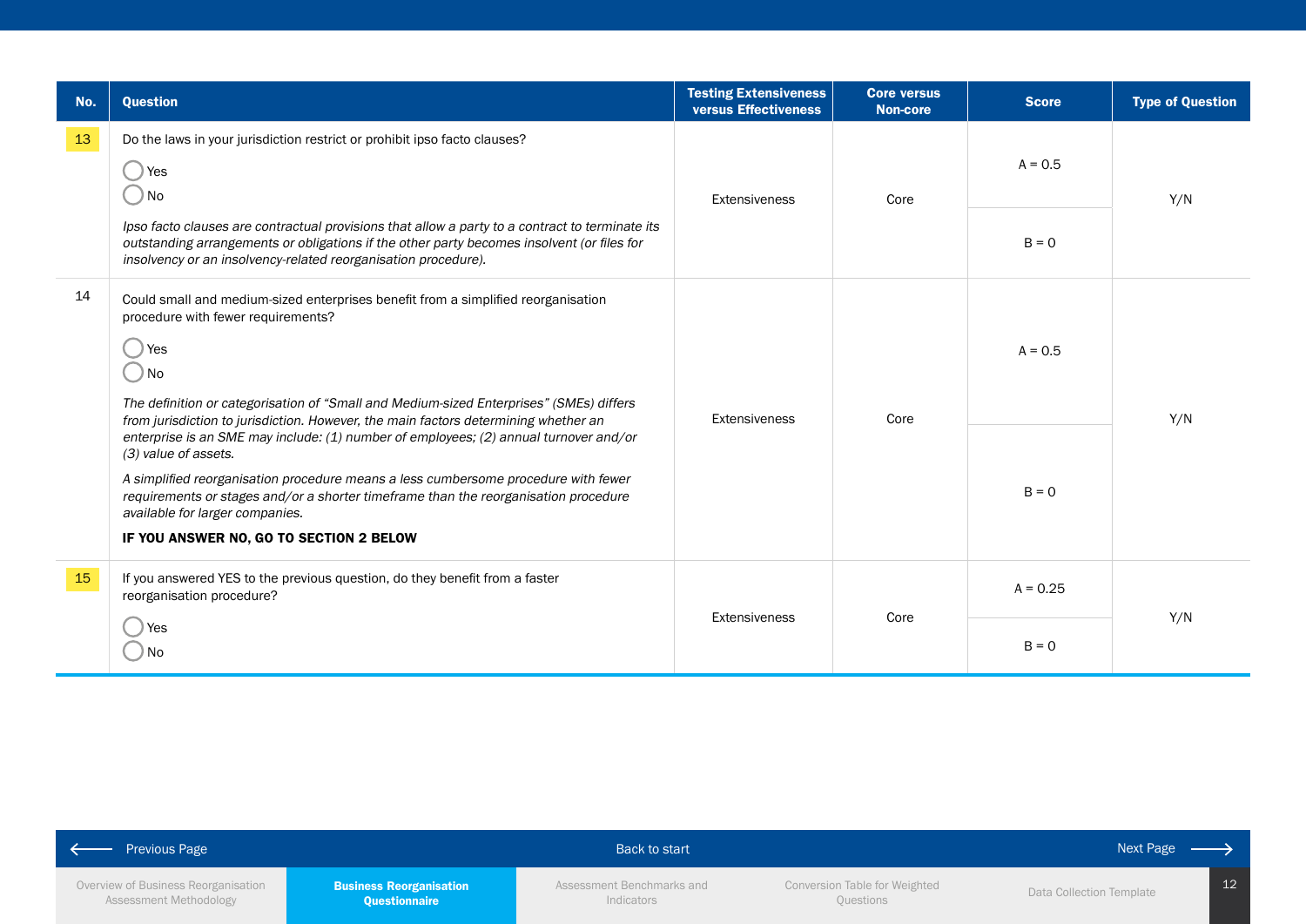| No. | Question | Testing Extensiveness versus Effectiveness | Core versus Non-core | Score | Type of Question |
|---|---|---|---|---|---|
| 13 | Do the laws in your jurisdiction restrict or prohibit ipso facto clauses?<br>◯ Yes<br>◯ No<br>*Ipso facto clauses are contractual provisions that allow a party to a contract to terminate its outstanding arrangements or obligations if the other party becomes insolvent (or files for insolvency or an insolvency-related reorganisation procedure).* | Extensiveness | Core | A = 0.5<br>B = 0 | Y/N |
| 14 | Could small and medium-sized enterprises benefit from a simplified reorganisation procedure with fewer requirements?<br>◯ Yes<br>◯ No<br>*The definition or categorisation of "Small and Medium-sized Enterprises" (SMEs) differs from jurisdiction to jurisdiction. However, the main factors determining whether an enterprise is an SME may include: (1) number of employees; (2) annual turnover and/or (3) value of assets.*<br>*A simplified reorganisation procedure means a less cumbersome procedure with fewer requirements or stages and/or a shorter timeframe than the reorganisation procedure available for larger companies.*<br>**IF YOU ANSWER NO, GO TO SECTION 2 BELOW** | Extensiveness | Core | A = 0.5<br>B = 0 | Y/N |
| 15 | If you answered YES to the previous question, do they benefit from a faster reorganisation procedure?<br>◯ Yes<br>◯ No | Extensiveness | Core | A = 0.25<br>B = 0 | Y/N |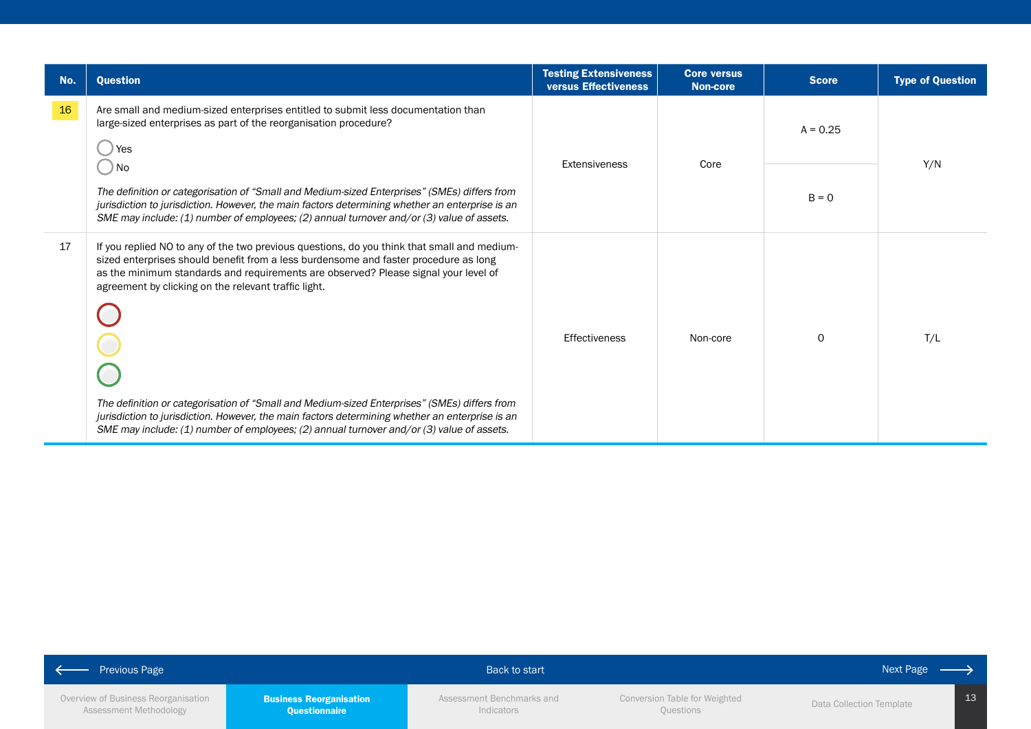| No. | Question | Testing Extensiveness versus Effectiveness | Core versus Non-core | Score | Type of Question |
|---|---|---|---|---|---|
| 16 | Are small and medium-sized enterprises entitled to submit less documentation than large-sized enterprises as part of the reorganisation procedure?<br><br>Yes<br>No<br><br>*The definition or categorisation of "Small and Medium-sized Enterprises" (SMEs) differs from jurisdiction to jurisdiction. However, the main factors determining whether an enterprise is an SME may include: (1) number of employees; (2) annual turnover and/or (3) value of assets.* | Extensiveness | Core | A = 0.25<br><br>B = 0 | Y/N |
| 17 | If you replied NO to any of the two previous questions, do you think that small and medium-sized enterprises should benefit from a less burdensome and faster procedure as long as the minimum standards and requirements are observed? Please signal your level of agreement by clicking on the relevant traffic light.<br><br>*The definition or categorisation of "Small and Medium-sized Enterprises" (SMEs) differs from jurisdiction to jurisdiction. However, the main factors determining whether an enterprise is an SME may include: (1) number of employees; (2) annual turnover and/or (3) value of assets.* | Effectiveness | Non-core | 0 | T/L |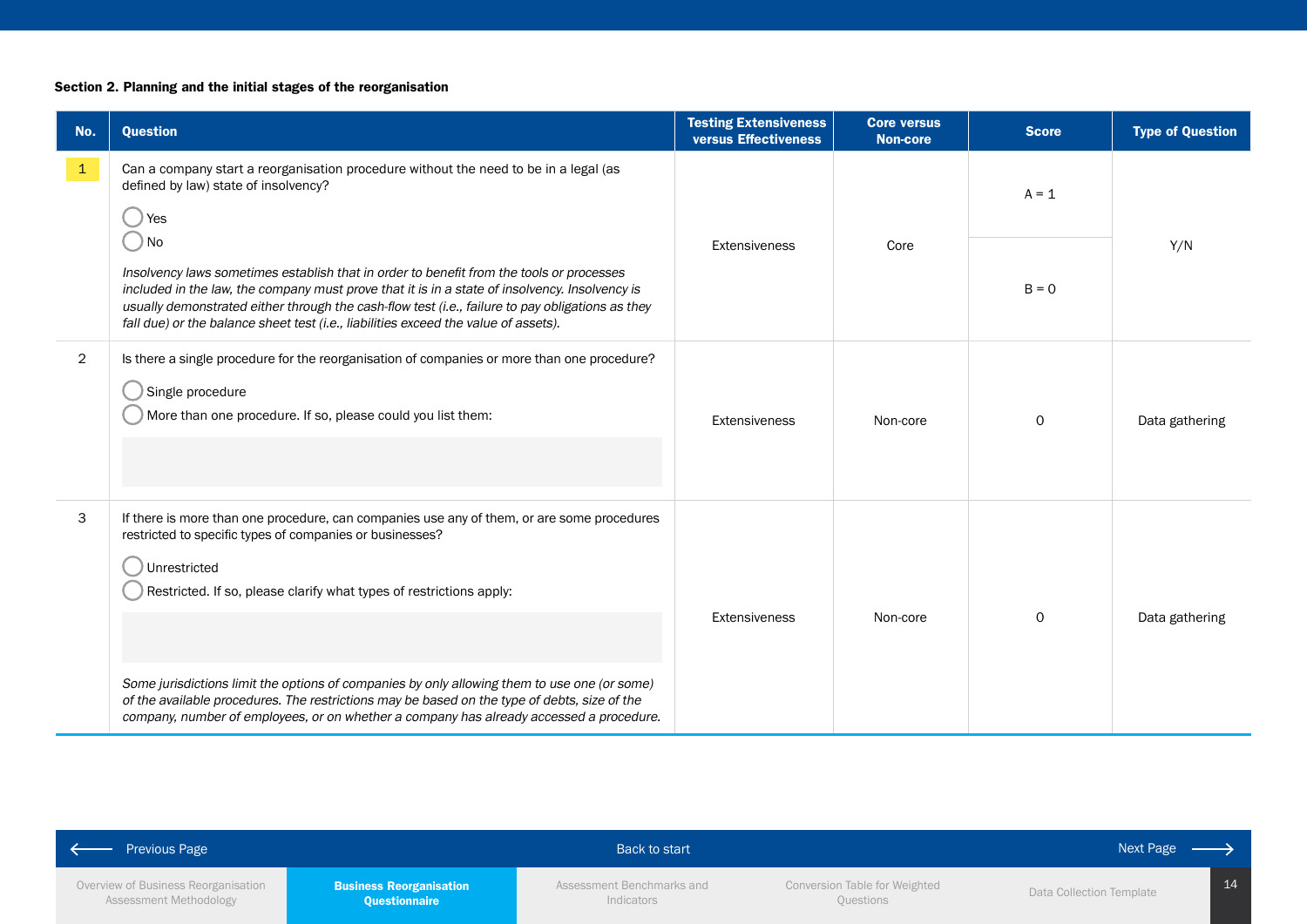**Section 2. Planning and the initial stages of the reorganisation**

| No. | Question | Testing Extensiveness versus Effectiveness | Core versus Non-core | Score | Type of Question |
|---|---|---|---|---|---|
| 1 | Can a company start a reorganisation procedure without the need to be in a legal (as defined by law) state of insolvency?<br><br>◯ Yes<br>◯ No<br><br>*Insolvency laws sometimes establish that in order to benefit from the tools or processes included in the law, the company must prove that it is in a state of insolvency. Insolvency is usually demonstrated either through the cash-flow test (i.e., failure to pay obligations as they fall due) or the balance sheet test (i.e., liabilities exceed the value of assets).* | Extensiveness | Core | A = 1<br><br>B = 0 | Y/N |
| 2 | Is there a single procedure for the reorganisation of companies or more than one procedure?<br><br>◯ Single procedure<br>◯ More than one procedure. If so, please could you list them: | Extensiveness | Non-core | 0 | Data gathering |
| 3 | If there is more than one procedure, can companies use any of them, or are some procedures restricted to specific types of companies or businesses?<br><br>◯ Unrestricted<br>◯ Restricted. If so, please clarify what types of restrictions apply:<br><br>*Some jurisdictions limit the options of companies by only allowing them to use one (or some) of the available procedures. The restrictions may be based on the type of debts, size of the company, number of employees, or on whether a company has already accessed a procedure.* | Extensiveness | Non-core | 0 | Data gathering |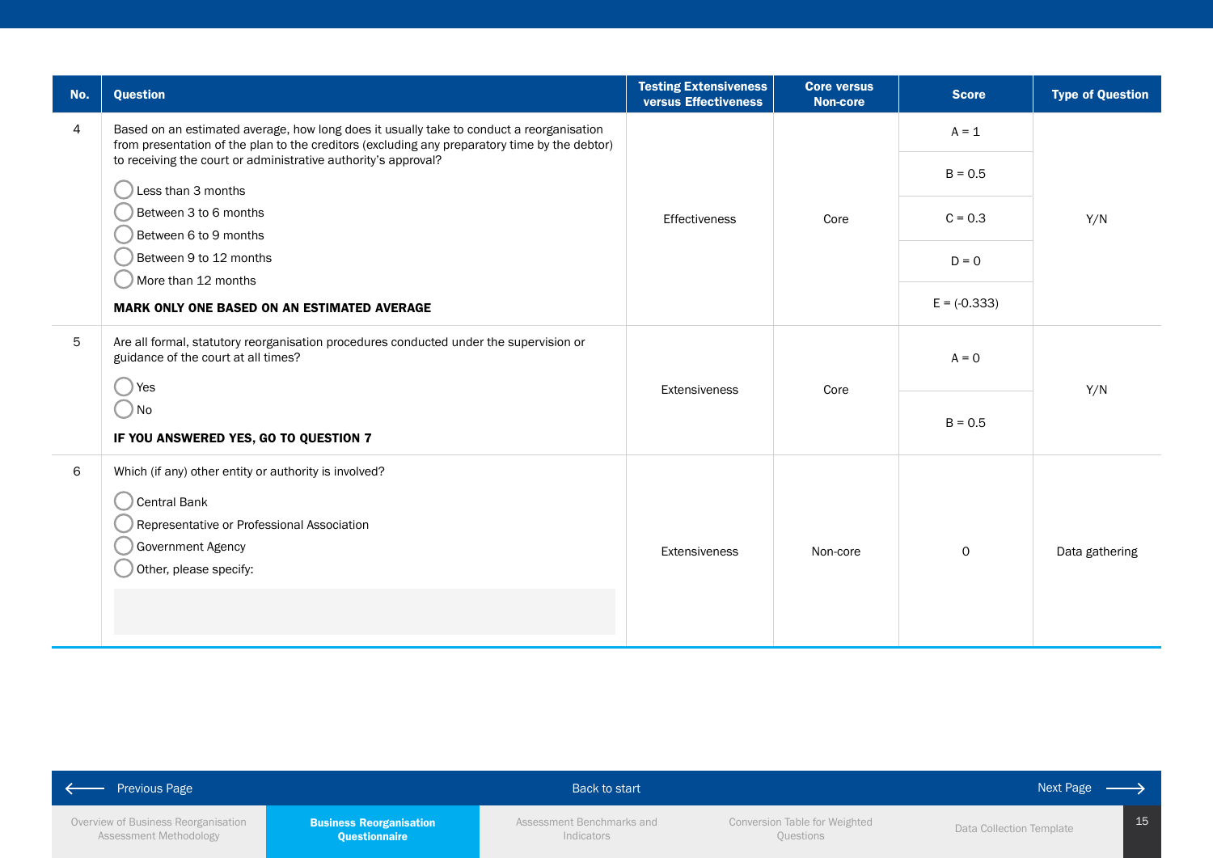| No. | Question | Testing Extensiveness versus Effectiveness | Core versus Non-core | Score | Type of Question |
|---|---|---|---|---|---|
| 4 | Based on an estimated average, how long does it usually take to conduct a reorganisation from presentation of the plan to the creditors (excluding any preparatory time by the debtor) to receiving the court or administrative authority's approval?<br>◯ Less than 3 months<br>◯ Between 3 to 6 months<br>◯ Between 6 to 9 months<br>◯ Between 9 to 12 months<br>◯ More than 12 months<br>**MARK ONLY ONE BASED ON AN ESTIMATED AVERAGE** | Effectiveness | Core | A = 1<br>B = 0.5<br>C = 0.3<br>D = 0<br>E = (-0.333) | Y/N |
| 5 | Are all formal, statutory reorganisation procedures conducted under the supervision or guidance of the court at all times?<br>◯ Yes<br>◯ No<br>**IF YOU ANSWERED YES, GO TO QUESTION 7** | Extensiveness | Core | A = 0<br>B = 0.5 | Y/N |
| 6 | Which (if any) other entity or authority is involved?<br>◯ Central Bank<br>◯ Representative or Professional Association<br>◯ Government Agency<br>◯ Other, please specify: | Extensiveness | Non-core | 0 | Data gathering |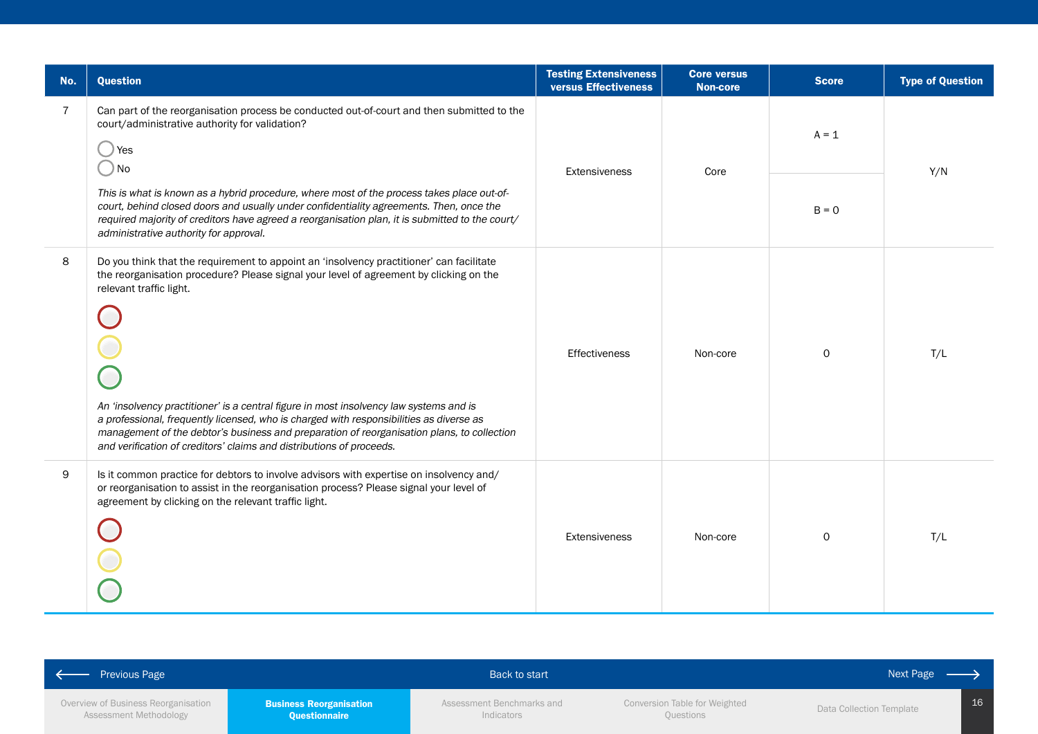| No. | Question | Testing Extensiveness versus Effectiveness | Core versus Non-core | Score | Type of Question |
|---|---|---|---|---|---|
| 7 | Can part of the reorganisation process be conducted out-of-court and then submitted to the court/administrative authority for validation?<br><br>○ Yes<br>○ No<br><br>*This is what is known as a hybrid procedure, where most of the process takes place out-of-court, behind closed doors and usually under confidentiality agreements. Then, once the required majority of creditors have agreed a reorganisation plan, it is submitted to the court/ administrative authority for approval.* | Extensiveness | Core | A = 1<br>B = 0 | Y/N |
| 8 | Do you think that the requirement to appoint an 'insolvency practitioner' can facilitate the reorganisation procedure? Please signal your level of agreement by clicking on the relevant traffic light.<br><br>*An 'insolvency practitioner' is a central figure in most insolvency law systems and is a professional, frequently licensed, who is charged with responsibilities as diverse as management of the debtor's business and preparation of reorganisation plans, to collection and verification of creditors' claims and distributions of proceeds.* | Effectiveness | Non-core | 0 | T/L |
| 9 | Is it common practice for debtors to involve advisors with expertise on insolvency and/ or reorganisation to assist in the reorganisation process? Please signal your level of agreement by clicking on the relevant traffic light. | Extensiveness | Non-core | 0 | T/L |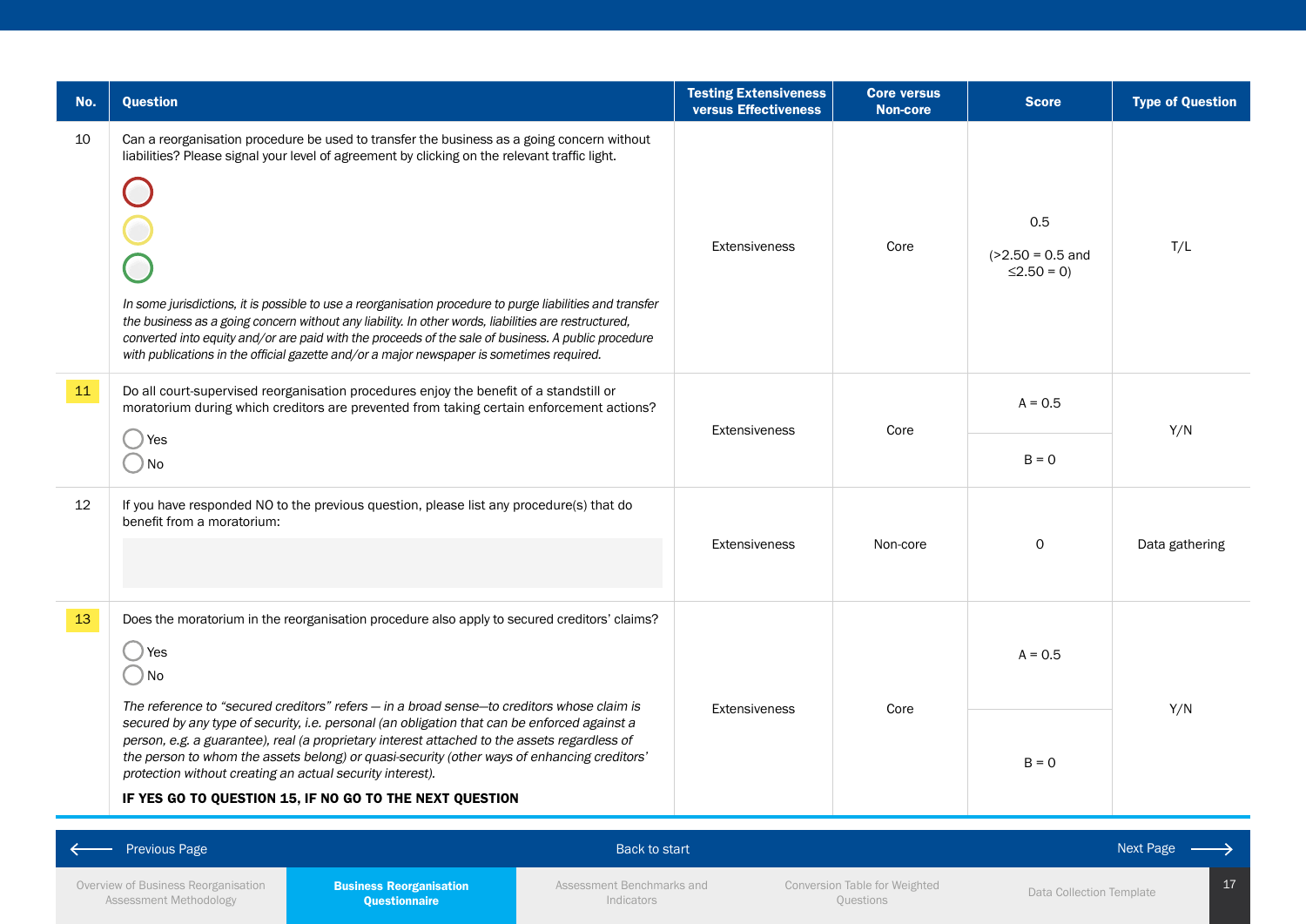| No. | Question | Testing Extensiveness versus Effectiveness | Core versus Non-core | Score | Type of Question |
|---|---|---|---|---|---|
| 10 | Can a reorganisation procedure be used to transfer the business as a going concern without liabilities? Please signal your level of agreement by clicking on the relevant traffic light. *In some jurisdictions, it is possible to use a reorganisation procedure to purge liabilities and transfer the business as a going concern without any liability. In other words, liabilities are restructured, converted into equity and/or are paid with the proceeds of the sale of business. A public procedure with publications in the official gazette and/or a major newspaper is sometimes required.* | Extensiveness | Core | 0.5 (>2.50 = 0.5 and ≤2.50 = 0) | T/L |
| 11 | Do all court-supervised reorganisation procedures enjoy the benefit of a standstill or moratorium during which creditors are prevented from taking certain enforcement actions? ◯ Yes ◯ No | Extensiveness | Core | A = 0.5 / B = 0 | Y/N |
| 12 | If you have responded NO to the previous question, please list any procedure(s) that do benefit from a moratorium: | Extensiveness | Non-core | 0 | Data gathering |
| 13 | Does the moratorium in the reorganisation procedure also apply to secured creditors' claims? ◯ Yes ◯ No *The reference to "secured creditors" refers — in a broad sense—to creditors whose claim is secured by any type of security, i.e. personal (an obligation that can be enforced against a person, e.g. a guarantee), real (a proprietary interest attached to the assets regardless of the person to whom the assets belong) or quasi-security (other ways of enhancing creditors' protection without creating an actual security interest).* **IF YES GO TO QUESTION 15, IF NO GO TO THE NEXT QUESTION** | Extensiveness | Core | A = 0.5 / B = 0 | Y/N |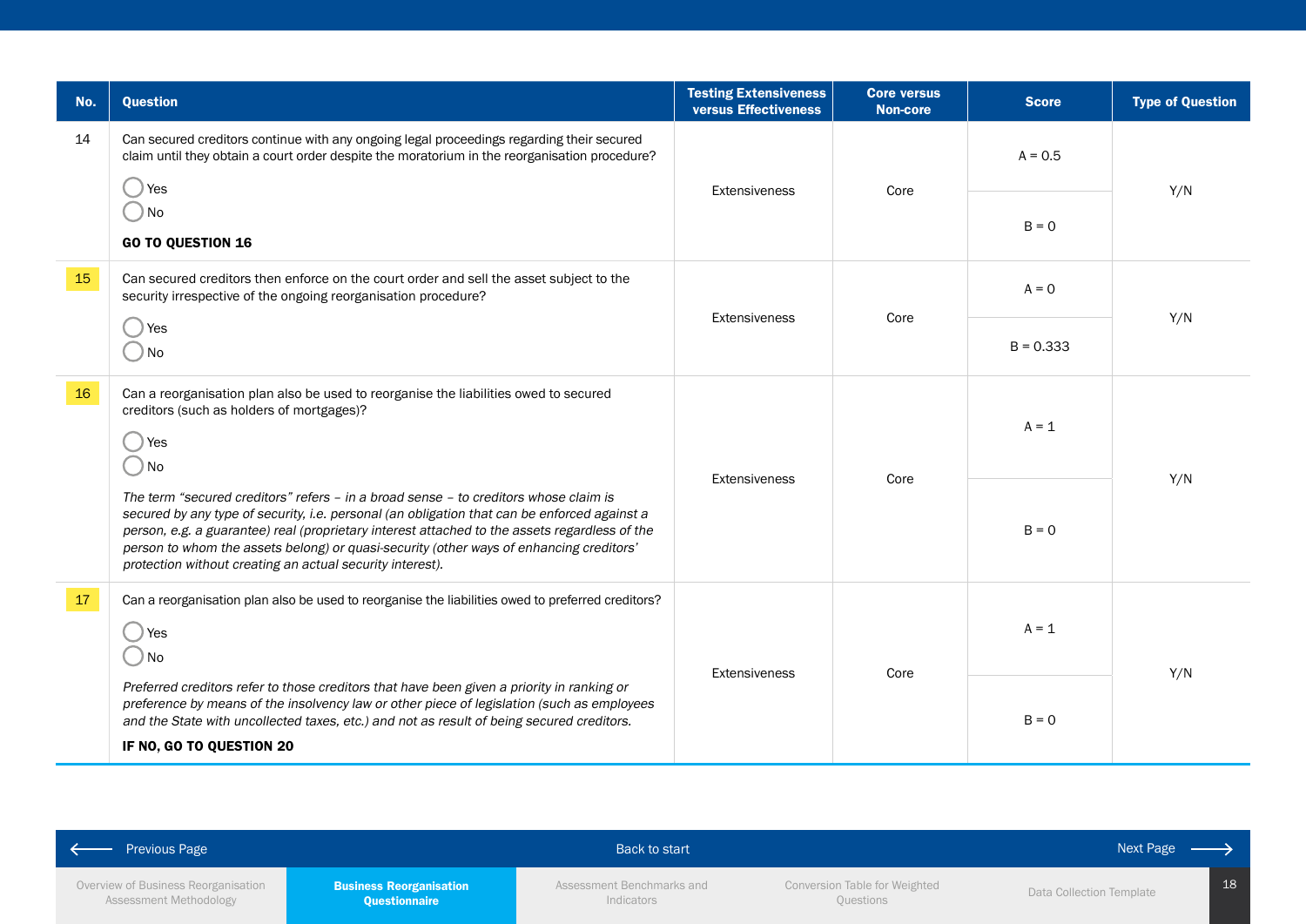| No. | Question | Testing Extensiveness versus Effectiveness | Core versus Non-core | Score | Type of Question |
|---|---|---|---|---|---|
| 14 | Can secured creditors continue with any ongoing legal proceedings regarding their secured claim until they obtain a court order despite the moratorium in the reorganisation procedure?<br>◯ Yes<br>◯ No<br>**GO TO QUESTION 16** | Extensiveness | Core | A = 0.5<br>B = 0 | Y/N |
| 15 | Can secured creditors then enforce on the court order and sell the asset subject to the security irrespective of the ongoing reorganisation procedure?<br>◯ Yes<br>◯ No | Extensiveness | Core | A = 0<br>B = 0.333 | Y/N |
| 16 | Can a reorganisation plan also be used to reorganise the liabilities owed to secured creditors (such as holders of mortgages)?<br>◯ Yes<br>◯ No<br>*The term "secured creditors" refers – in a broad sense – to creditors whose claim is secured by any type of security, i.e. personal (an obligation that can be enforced against a person, e.g. a guarantee) real (proprietary interest attached to the assets regardless of the person to whom the assets belong) or quasi-security (other ways of enhancing creditors' protection without creating an actual security interest).* | Extensiveness | Core | A = 1<br>B = 0 | Y/N |
| 17 | Can a reorganisation plan also be used to reorganise the liabilities owed to preferred creditors?<br>◯ Yes<br>◯ No<br>*Preferred creditors refer to those creditors that have been given a priority in ranking or preference by means of the insolvency law or other piece of legislation (such as employees and the State with uncollected taxes, etc.) and not as result of being secured creditors.*<br>**IF NO, GO TO QUESTION 20** | Extensiveness | Core | A = 1<br>B = 0 | Y/N |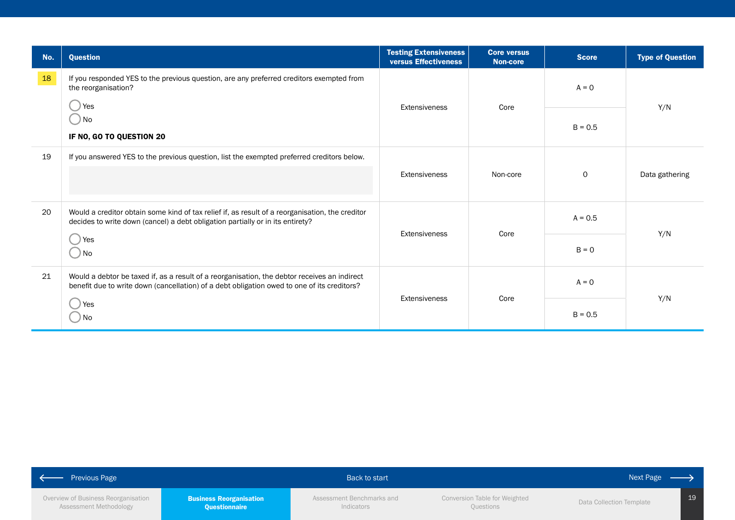| No. | Question | Testing Extensiveness versus Effectiveness | Core versus Non-core | Score | Type of Question |
|---|---|---|---|---|---|
| 18 | If you responded YES to the previous question, are any preferred creditors exempted from the reorganisation?<br>◯ Yes<br>◯ No<br>**IF NO, GO TO QUESTION 20** | Extensiveness | Core | A = 0<br>B = 0.5 | Y/N |
| 19 | If you answered YES to the previous question, list the exempted preferred creditors below. | Extensiveness | Non-core | 0 | Data gathering |
| 20 | Would a creditor obtain some kind of tax relief if, as result of a reorganisation, the creditor decides to write down (cancel) a debt obligation partially or in its entirety?<br>◯ Yes<br>◯ No | Extensiveness | Core | A = 0.5<br>B = 0 | Y/N |
| 21 | Would a debtor be taxed if, as a result of a reorganisation, the debtor receives an indirect benefit due to write down (cancellation) of a debt obligation owed to one of its creditors?<br>◯ Yes<br>◯ No | Extensiveness | Core | A = 0<br>B = 0.5 | Y/N |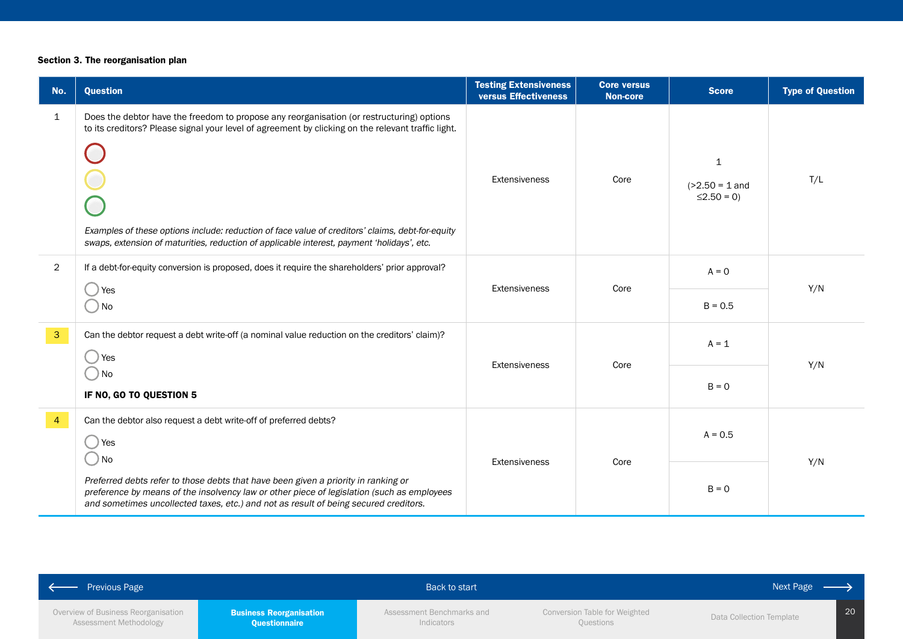**Section 3. The reorganisation plan**

| No. | Question | Testing Extensiveness versus Effectiveness | Core versus Non-core | Score | Type of Question |
|---|---|---|---|---|---|
| 1 | Does the debtor have the freedom to propose any reorganisation (or restructuring) options to its creditors? Please signal your level of agreement by clicking on the relevant traffic light.<br><br>*Examples of these options include: reduction of face value of creditors' claims, debt-for-equity swaps, extension of maturities, reduction of applicable interest, payment 'holidays', etc.* | Extensiveness | Core | 1<br><br>(>2.50 = 1 and ≤2.50 = 0) | T/L |
| 2 | If a debt-for-equity conversion is proposed, does it require the shareholders' prior approval?<br>Yes<br>No | Extensiveness | Core | A = 0<br>B = 0.5 | Y/N |
| 3 | Can the debtor request a debt write-off (a nominal value reduction on the creditors' claim)?<br>Yes<br>No<br>**IF NO, GO TO QUESTION 5** | Extensiveness | Core | A = 1<br>B = 0 | Y/N |
| 4 | Can the debtor also request a debt write-off of preferred debts?<br>Yes<br>No<br>*Preferred debts refer to those debts that have been given a priority in ranking or preference by means of the insolvency law or other piece of legislation (such as employees and sometimes uncollected taxes, etc.) and not as result of being secured creditors.* | Extensiveness | Core | A = 0.5<br>B = 0 | Y/N |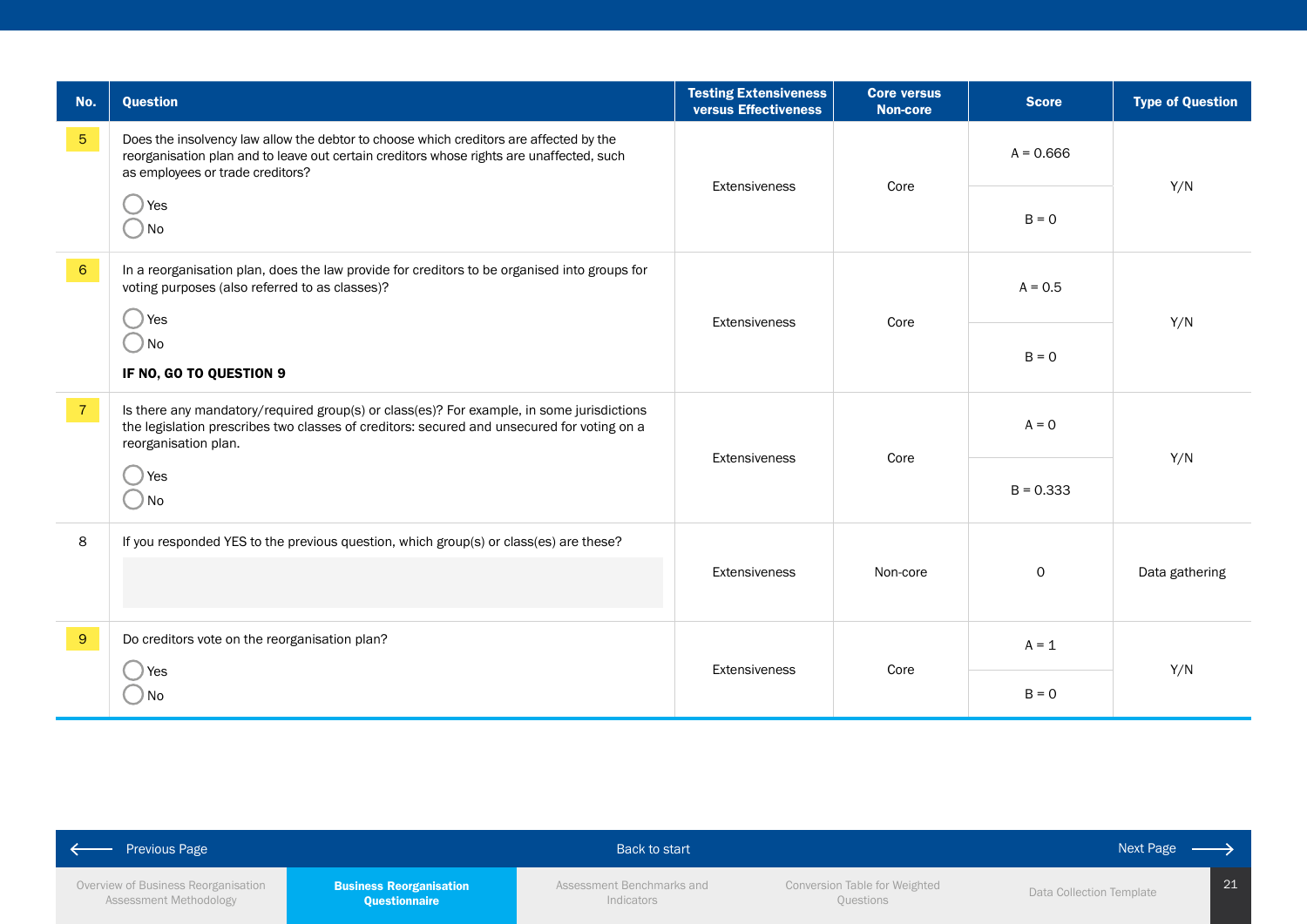| No. | Question | Testing Extensiveness versus Effectiveness | Core versus Non-core | Score | Type of Question |
|---|---|---|---|---|---|
| 5 | Does the insolvency law allow the debtor to choose which creditors are affected by the reorganisation plan and to leave out certain creditors whose rights are unaffected, such as employees or trade creditors?<br>◯ Yes<br>◯ No | Extensiveness | Core | A = 0.666<br>B = 0 | Y/N |
| 6 | In a reorganisation plan, does the law provide for creditors to be organised into groups for voting purposes (also referred to as classes)?<br>◯ Yes<br>◯ No<br>**IF NO, GO TO QUESTION 9** | Extensiveness | Core | A = 0.5<br>B = 0 | Y/N |
| 7 | Is there any mandatory/required group(s) or class(es)? For example, in some jurisdictions the legislation prescribes two classes of creditors: secured and unsecured for voting on a reorganisation plan.<br>◯ Yes<br>◯ No | Extensiveness | Core | A = 0<br>B = 0.333 | Y/N |
| 8 | If you responded YES to the previous question, which group(s) or class(es) are these? | Extensiveness | Non-core | 0 | Data gathering |
| 9 | Do creditors vote on the reorganisation plan?<br>◯ Yes<br>◯ No | Extensiveness | Core | A = 1<br>B = 0 | Y/N |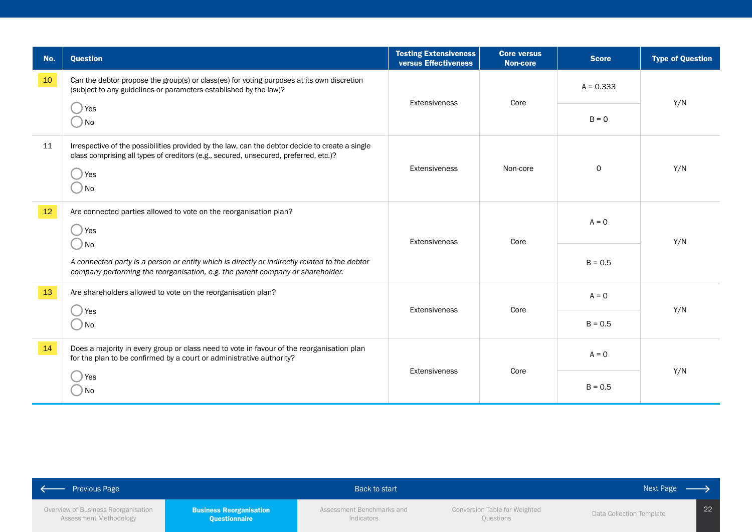| No. | Question | Testing Extensiveness versus Effectiveness | Core versus Non-core | Score | Type of Question |
|---|---|---|---|---|---|
| 10 | Can the debtor propose the group(s) or class(es) for voting purposes at its own discretion (subject to any guidelines or parameters established by the law)?<br>◯ Yes<br>◯ No | Extensiveness | Core | A = 0.333<br>B = 0 | Y/N |
| 11 | Irrespective of the possibilities provided by the law, can the debtor decide to create a single class comprising all types of creditors (e.g., secured, unsecured, preferred, etc.)?<br>◯ Yes<br>◯ No | Extensiveness | Non-core | 0 | Y/N |
| 12 | Are connected parties allowed to vote on the reorganisation plan?<br>◯ Yes<br>◯ No<br>*A connected party is a person or entity which is directly or indirectly related to the debtor company performing the reorganisation, e.g. the parent company or shareholder.* | Extensiveness | Core | A = 0<br>B = 0.5 | Y/N |
| 13 | Are shareholders allowed to vote on the reorganisation plan?<br>◯ Yes<br>◯ No | Extensiveness | Core | A = 0<br>B = 0.5 | Y/N |
| 14 | Does a majority in every group or class need to vote in favour of the reorganisation plan for the plan to be confirmed by a court or administrative authority?<br>◯ Yes<br>◯ No | Extensiveness | Core | A = 0<br>B = 0.5 | Y/N |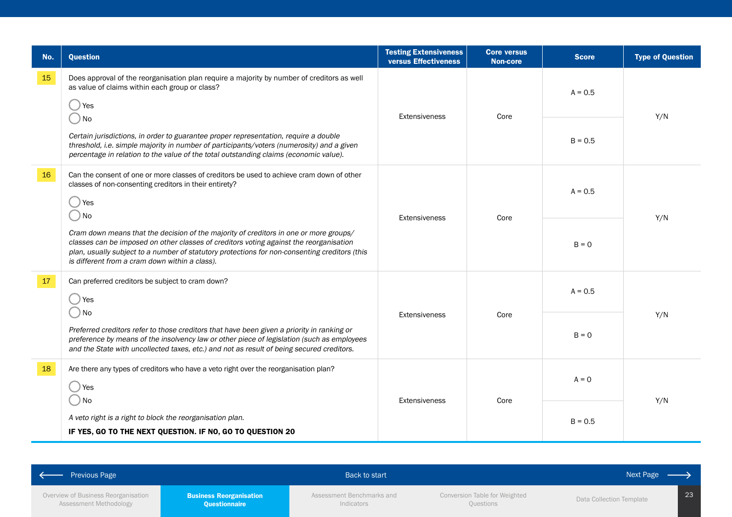| No. | Question | Testing Extensiveness versus Effectiveness | Core versus Non-core | Score | Type of Question |
|---|---|---|---|---|---|
| 15 | Does approval of the reorganisation plan require a majority by number of creditors as well as value of claims within each group or class?<br>◯ Yes<br>◯ No<br>*Certain jurisdictions, in order to guarantee proper representation, require a double threshold, i.e. simple majority in number of participants/voters (numerosity) and a given percentage in relation to the value of the total outstanding claims (economic value).* | Extensiveness | Core | A = 0.5<br>B = 0.5 | Y/N |
| 16 | Can the consent of one or more classes of creditors be used to achieve cram down of other classes of non-consenting creditors in their entirety?<br>◯ Yes<br>◯ No<br>*Cram down means that the decision of the majority of creditors in one or more groups/ classes can be imposed on other classes of creditors voting against the reorganisation plan, usually subject to a number of statutory protections for non-consenting creditors (this is different from a cram down within a class).* | Extensiveness | Core | A = 0.5<br>B = 0 | Y/N |
| 17 | Can preferred creditors be subject to cram down?<br>◯ Yes<br>◯ No<br>*Preferred creditors refer to those creditors that have been given a priority in ranking or preference by means of the insolvency law or other piece of legislation (such as employees and the State with uncollected taxes, etc.) and not as result of being secured creditors.* | Extensiveness | Core | A = 0.5<br>B = 0 | Y/N |
| 18 | Are there any types of creditors who have a veto right over the reorganisation plan?<br>◯ Yes<br>◯ No<br>*A veto right is a right to block the reorganisation plan.*<br>**IF YES, GO TO THE NEXT QUESTION. IF NO, GO TO QUESTION 20** | Extensiveness | Core | A = 0<br>B = 0.5 | Y/N |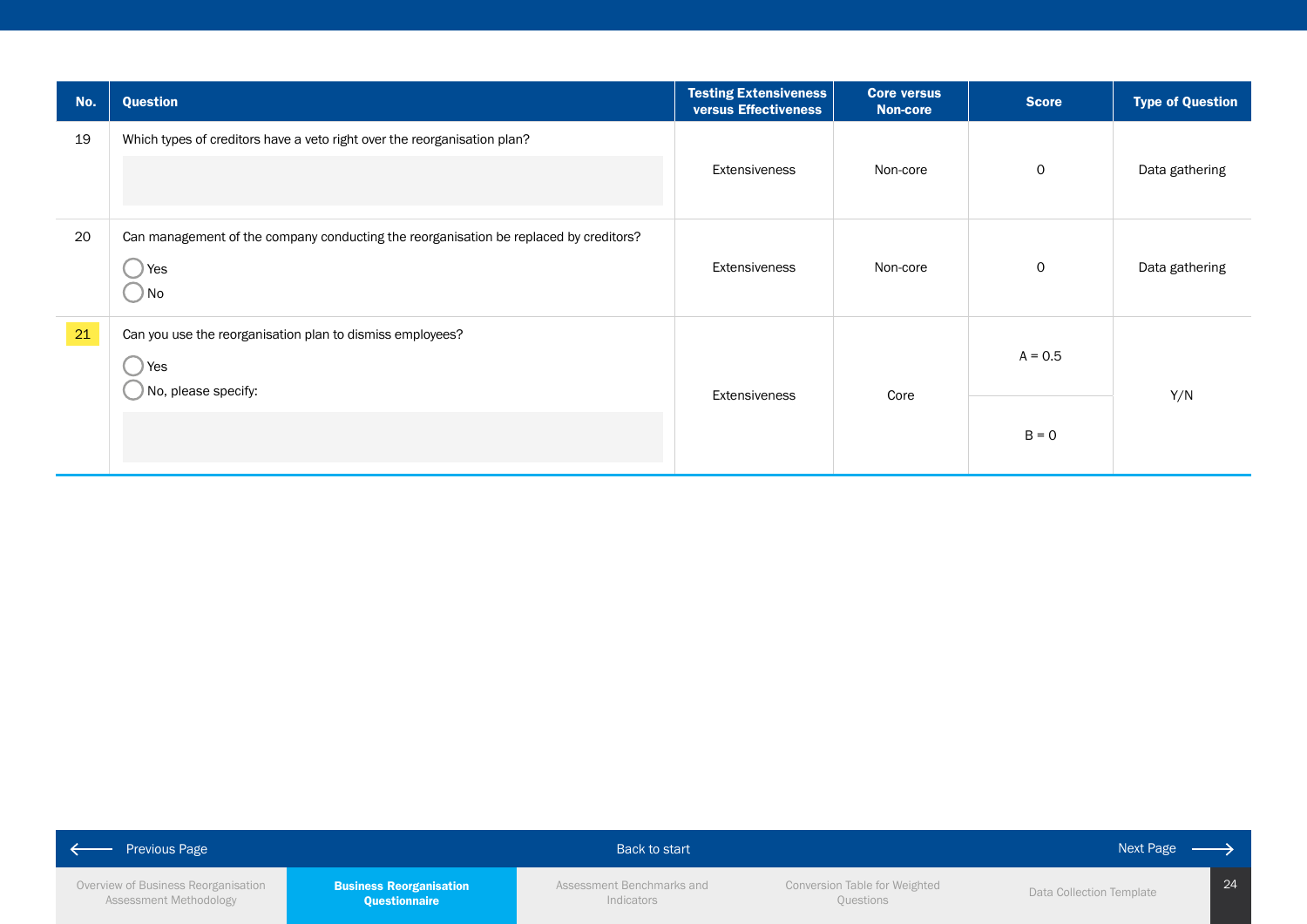| No. | Question | Testing Extensiveness versus Effectiveness | Core versus Non-core | Score | Type of Question |
|---|---|---|---|---|---|
| 19 | Which types of creditors have a veto right over the reorganisation plan? | Extensiveness | Non-core | 0 | Data gathering |
| 20 | Can management of the company conducting the reorganisation be replaced by creditors?<br>◯ Yes<br>◯ No | Extensiveness | Non-core | 0 | Data gathering |
| 21 | Can you use the reorganisation plan to dismiss employees?<br>◯ Yes<br>◯ No, please specify: | Extensiveness | Core | A = 0.5<br>B = 0 | Y/N |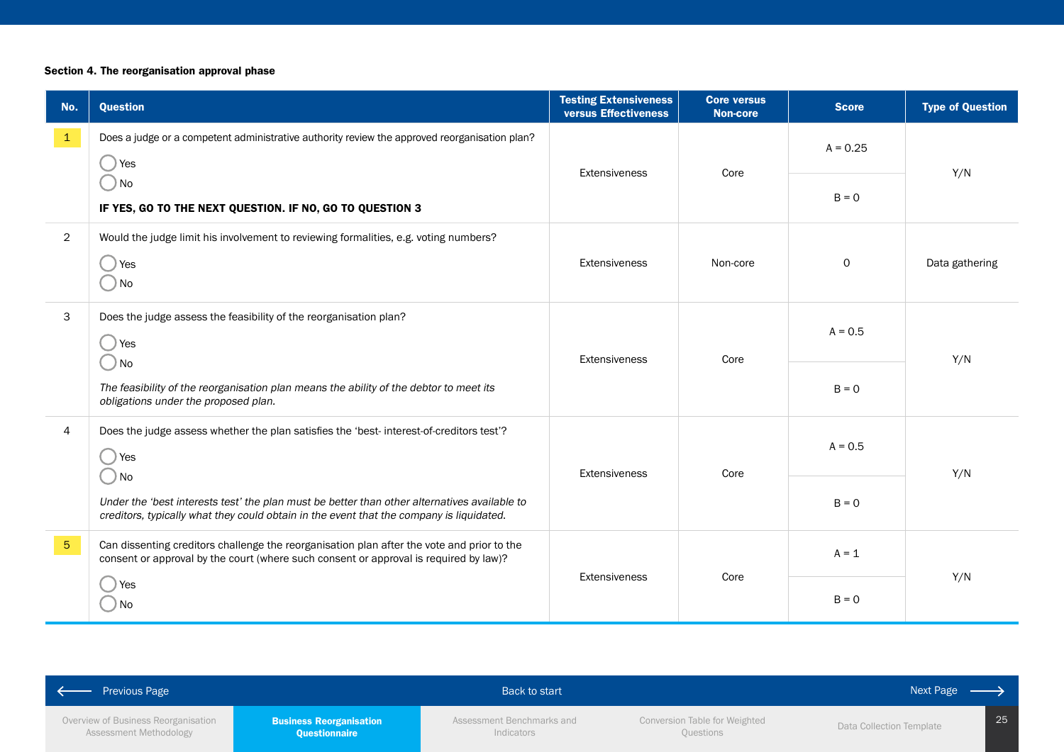**Section 4. The reorganisation approval phase**

| No. | Question | Testing Extensiveness versus Effectiveness | Core versus Non-core | Score | Type of Question |
|---|---|---|---|---|---|
| 1 | Does a judge or a competent administrative authority review the approved reorganisation plan?<br>◯ Yes<br>◯ No<br>**IF YES, GO TO THE NEXT QUESTION. IF NO, GO TO QUESTION 3** | Extensiveness | Core | A = 0.25<br>B = 0 | Y/N |
| 2 | Would the judge limit his involvement to reviewing formalities, e.g. voting numbers?<br>◯ Yes<br>◯ No | Extensiveness | Non-core | 0 | Data gathering |
| 3 | Does the judge assess the feasibility of the reorganisation plan?<br>◯ Yes<br>◯ No<br>*The feasibility of the reorganisation plan means the ability of the debtor to meet its obligations under the proposed plan.* | Extensiveness | Core | A = 0.5<br>B = 0 | Y/N |
| 4 | Does the judge assess whether the plan satisfies the 'best- interest-of-creditors test'?<br>◯ Yes<br>◯ No<br>*Under the 'best interests test' the plan must be better than other alternatives available to creditors, typically what they could obtain in the event that the company is liquidated.* | Extensiveness | Core | A = 0.5<br>B = 0 | Y/N |
| 5 | Can dissenting creditors challenge the reorganisation plan after the vote and prior to the consent or approval by the court (where such consent or approval is required by law)?<br>◯ Yes<br>◯ No | Extensiveness | Core | A = 1<br>B = 0 | Y/N |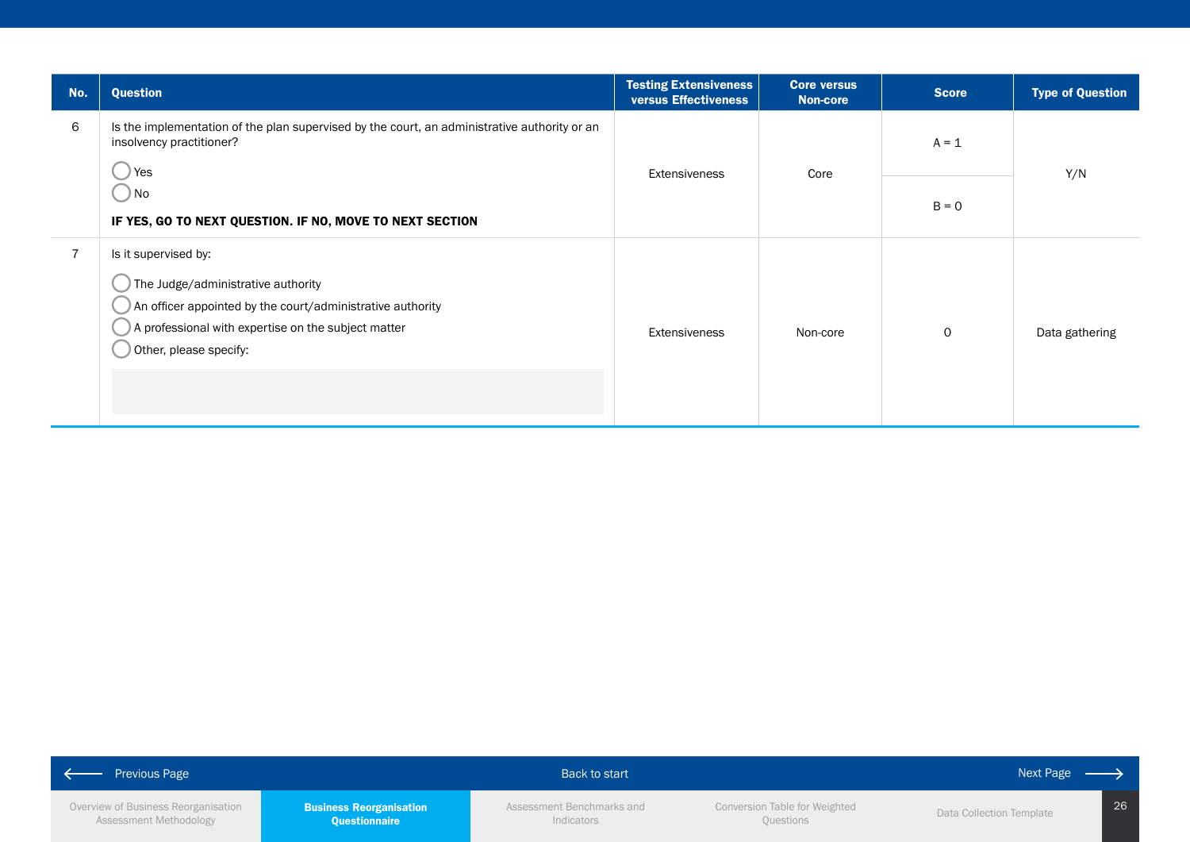| No. | Question | Testing Extensiveness versus Effectiveness | Core versus Non-core | Score | Type of Question |
|---|---|---|---|---|---|
| 6 | Is the implementation of the plan supervised by the court, an administrative authority or an insolvency practitioner?<br>◯ Yes<br>◯ No<br>**IF YES, GO TO NEXT QUESTION. IF NO, MOVE TO NEXT SECTION** | Extensiveness | Core | A = 1<br>B = 0 | Y/N |
| 7 | Is it supervised by:<br>◯ The Judge/administrative authority<br>◯ An officer appointed by the court/administrative authority<br>◯ A professional with expertise on the subject matter<br>◯ Other, please specify: | Extensiveness | Non-core | 0 | Data gathering |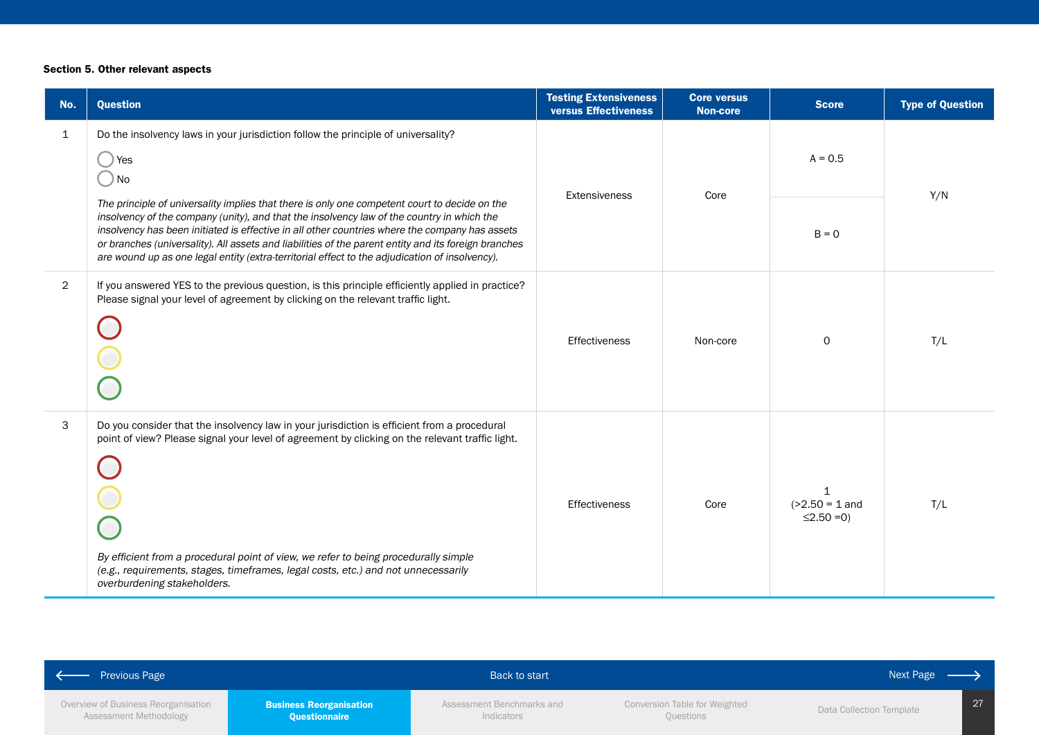**Section 5. Other relevant aspects**

| No. | Question | Testing Extensiveness versus Effectiveness | Core versus Non-core | Score | Type of Question |
|---|---|---|---|---|---|
| 1 | Do the insolvency laws in your jurisdiction follow the principle of universality?<br>◯ Yes<br>◯ No<br>*The principle of universality implies that there is only one competent court to decide on the insolvency of the company (unity), and that the insolvency law of the country in which the insolvency has been initiated is effective in all other countries where the company has assets or branches (universality). All assets and liabilities of the parent entity and its foreign branches are wound up as one legal entity (extra-territorial effect to the adjudication of insolvency).* | Extensiveness | Core | A = 0.5<br>B = 0 | Y/N |
| 2 | If you answered YES to the previous question, is this principle efficiently applied in practice? Please signal your level of agreement by clicking on the relevant traffic light. | Effectiveness | Non-core | 0 | T/L |
| 3 | Do you consider that the insolvency law in your jurisdiction is efficient from a procedural point of view? Please signal your level of agreement by clicking on the relevant traffic light.<br>*By efficient from a procedural point of view, we refer to being procedurally simple (e.g., requirements, stages, timeframes, legal costs, etc.) and not unnecessarily overburdening stakeholders.* | Effectiveness | Core | 1<br>(>2.50 = 1 and ≤2.50 =0) | T/L |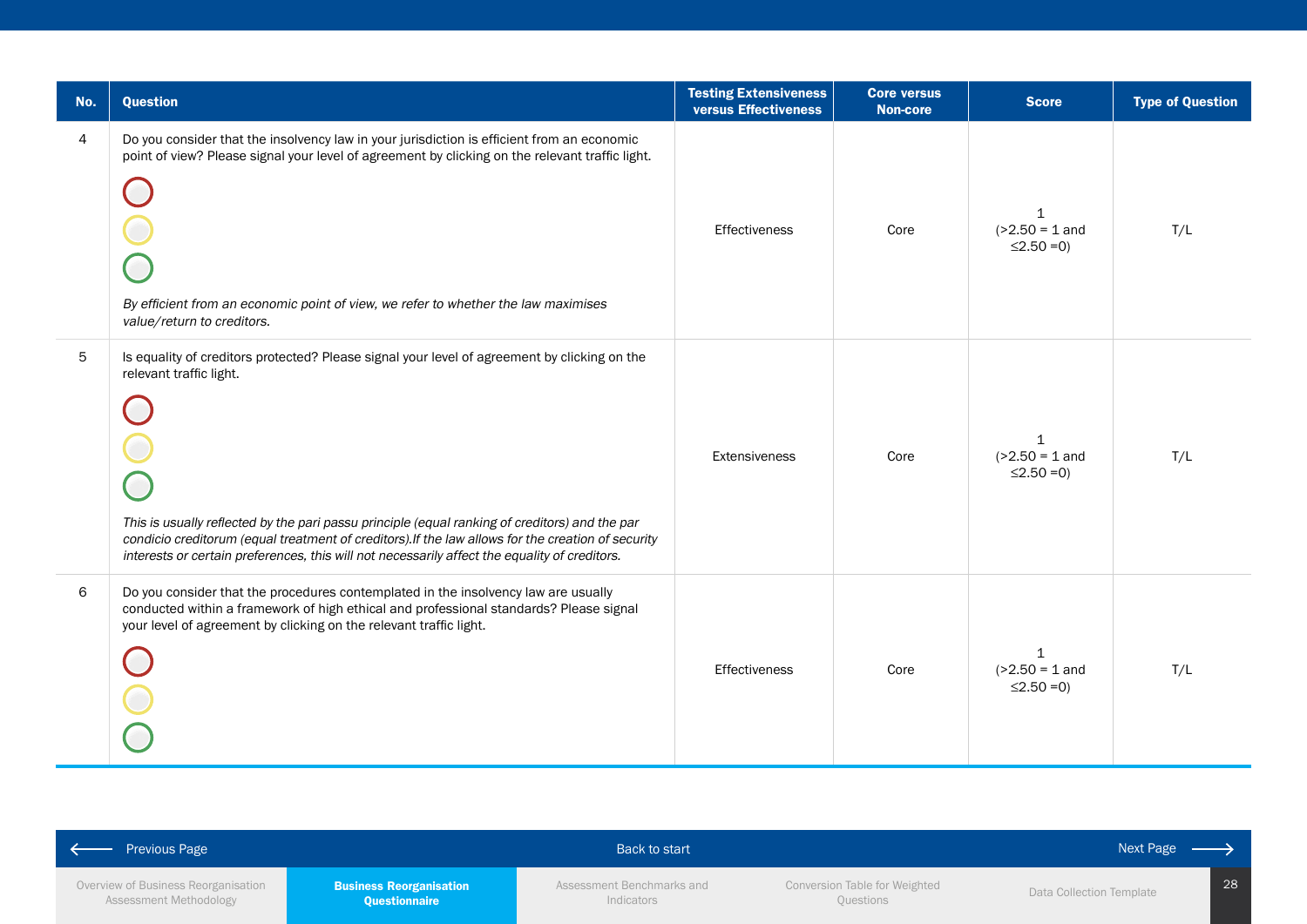| No. | Question | Testing Extensiveness versus Effectiveness | Core versus Non-core | Score | Type of Question |
|---|---|---|---|---|---|
| 4 | Do you consider that the insolvency law in your jurisdiction is efficient from an economic point of view? Please signal your level of agreement by clicking on the relevant traffic light. *By efficient from an economic point of view, we refer to whether the law maximises value/return to creditors.* | Effectiveness | Core | 1 (>2.50 = 1 and ≤2.50 =0) | T/L |
| 5 | Is equality of creditors protected? Please signal your level of agreement by clicking on the relevant traffic light. *This is usually reflected by the pari passu principle (equal ranking of creditors) and the par condicio creditorum (equal treatment of creditors).If the law allows for the creation of security interests or certain preferences, this will not necessarily affect the equality of creditors.* | Extensiveness | Core | 1 (>2.50 = 1 and ≤2.50 =0) | T/L |
| 6 | Do you consider that the procedures contemplated in the insolvency law are usually conducted within a framework of high ethical and professional standards? Please signal your level of agreement by clicking on the relevant traffic light. | Effectiveness | Core | 1 (>2.50 = 1 and ≤2.50 =0) | T/L |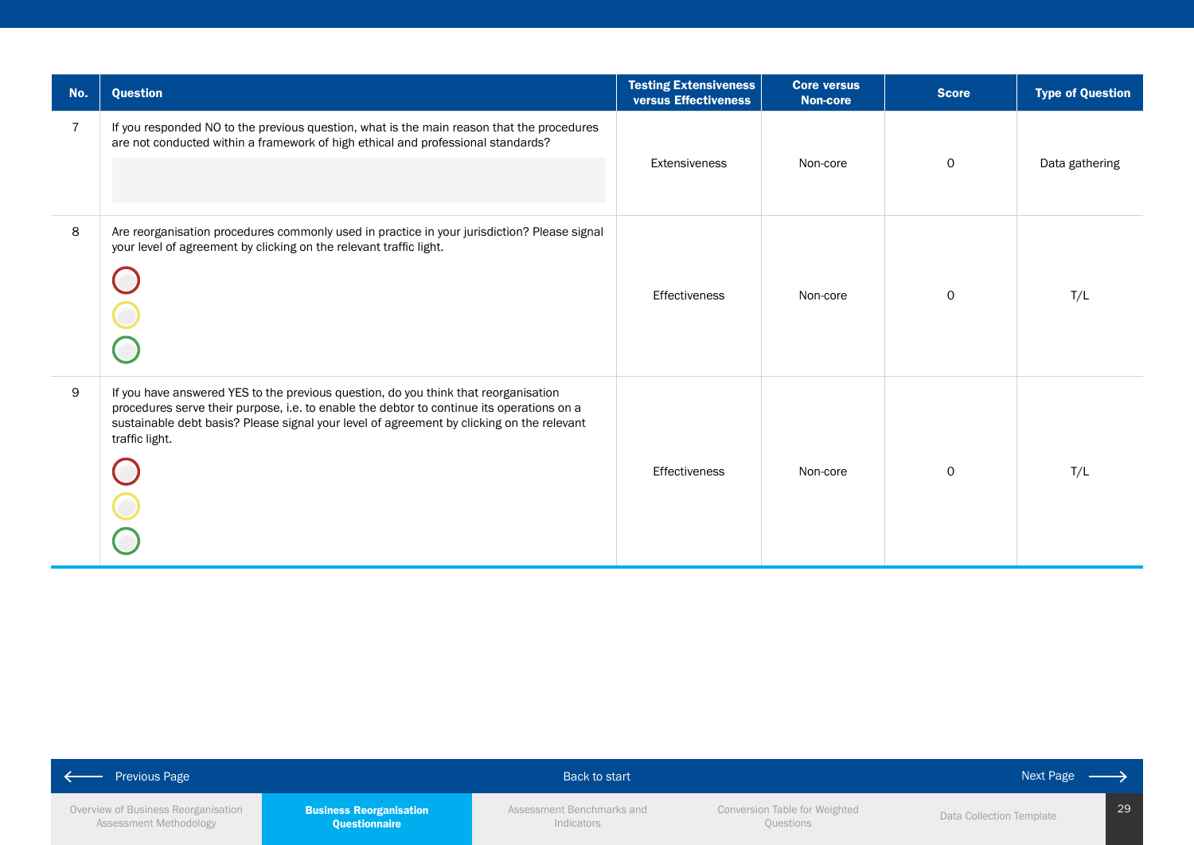| No. | Question | Testing Extensiveness versus Effectiveness | Core versus Non-core | Score | Type of Question |
|---|---|---|---|---|---|
| 7 | If you responded NO to the previous question, what is the main reason that the procedures are not conducted within a framework of high ethical and professional standards? | Extensiveness | Non-core | 0 | Data gathering |
| 8 | Are reorganisation procedures commonly used in practice in your jurisdiction? Please signal your level of agreement by clicking on the relevant traffic light. | Effectiveness | Non-core | 0 | T/L |
| 9 | If you have answered YES to the previous question, do you think that reorganisation procedures serve their purpose, i.e. to enable the debtor to continue its operations on a sustainable debt basis? Please signal your level of agreement by clicking on the relevant traffic light. | Effectiveness | Non-core | 0 | T/L |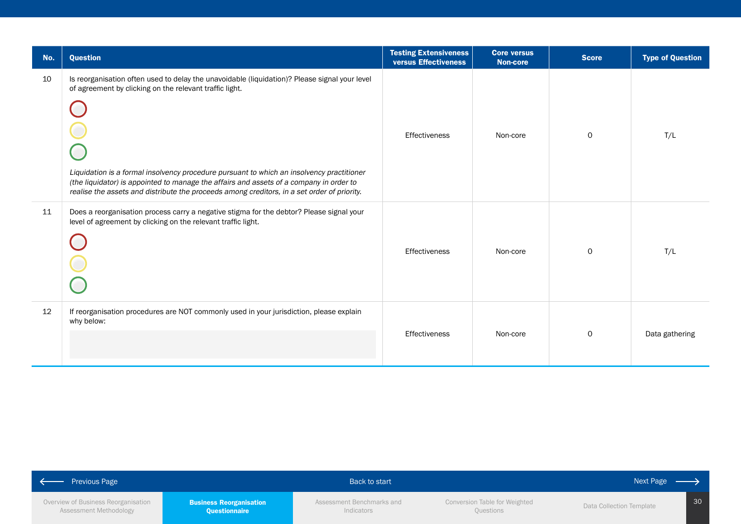| No. | Question | Testing Extensiveness versus Effectiveness | Core versus Non-core | Score | Type of Question |
|---|---|---|---|---|---|
| 10 | Is reorganisation often used to delay the unavoidable (liquidation)? Please signal your level of agreement by clicking on the relevant traffic light. *Liquidation is a formal insolvency procedure pursuant to which an insolvency practitioner (the liquidator) is appointed to manage the affairs and assets of a company in order to realise the assets and distribute the proceeds among creditors, in a set order of priority.* | Effectiveness | Non-core | 0 | T/L |
| 11 | Does a reorganisation process carry a negative stigma for the debtor? Please signal your level of agreement by clicking on the relevant traffic light. | Effectiveness | Non-core | 0 | T/L |
| 12 | If reorganisation procedures are NOT commonly used in your jurisdiction, please explain why below: | Effectiveness | Non-core | 0 | Data gathering |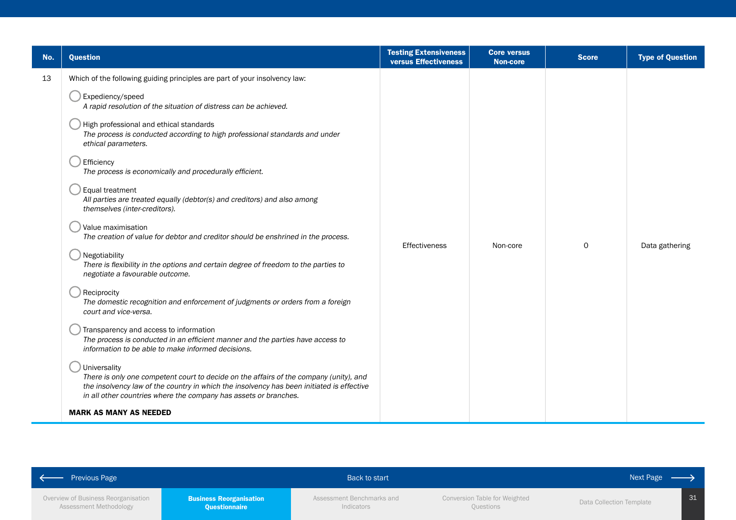| No. | Question | Testing Extensiveness versus Effectiveness | Core versus Non-core | Score | Type of Question |
|---|---|---|---|---|---|
| 13 | Which of the following guiding principles are part of your insolvency law:<br><br>◯ Expediency/speed<br>*A rapid resolution of the situation of distress can be achieved.*<br><br>◯ High professional and ethical standards<br>*The process is conducted according to high professional standards and under ethical parameters.*<br><br>◯ Efficiency<br>*The process is economically and procedurally efficient.*<br><br>◯ Equal treatment<br>*All parties are treated equally (debtor(s) and creditors) and also among themselves (inter-creditors).*<br><br>◯ Value maximisation<br>*The creation of value for debtor and creditor should be enshrined in the process.*<br><br>◯ Negotiability<br>*There is flexibility in the options and certain degree of freedom to the parties to negotiate a favourable outcome.*<br><br>◯ Reciprocity<br>*The domestic recognition and enforcement of judgments or orders from a foreign court and vice-versa.*<br><br>◯ Transparency and access to information<br>*The process is conducted in an efficient manner and the parties have access to information to be able to make informed decisions.*<br><br>◯ Universality<br>*There is only one competent court to decide on the affairs of the company (unity), and the insolvency law of the country in which the insolvency has been initiated is effective in all other countries where the company has assets or branches.*<br><br>**MARK AS MANY AS NEEDED** | Effectiveness | Non-core | 0 | Data gathering |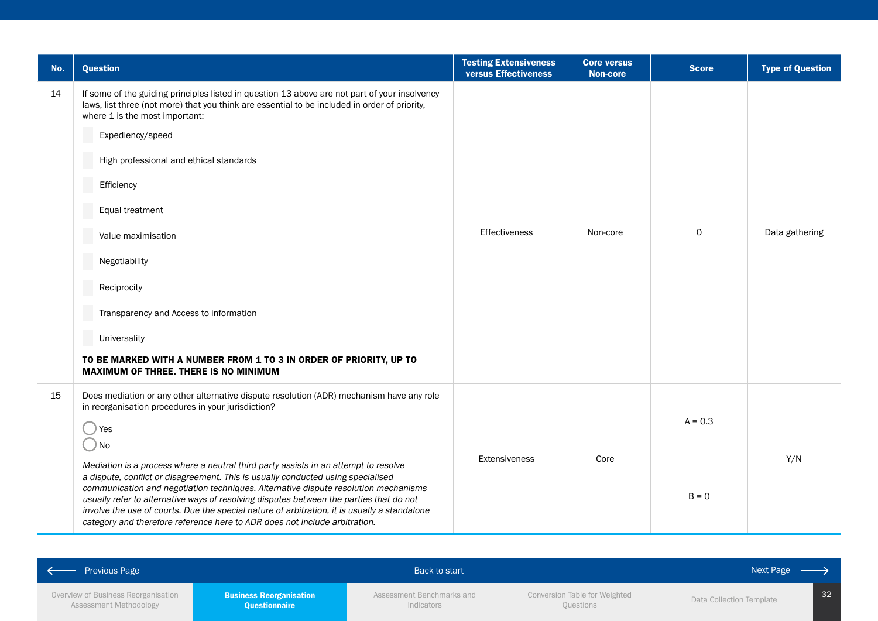| No. | Question | Testing Extensiveness versus Effectiveness | Core versus Non-core | Score | Type of Question |
|---|---|---|---|---|---|
| 14 | If some of the guiding principles listed in question 13 above are not part of your insolvency laws, list three (not more) that you think are essential to be included in order of priority, where 1 is the most important:<br>☐ Expediency/speed<br>☐ High professional and ethical standards<br>☐ Efficiency<br>☐ Equal treatment<br>☐ Value maximisation<br>☐ Negotiability<br>☐ Reciprocity<br>☐ Transparency and Access to information<br>☐ Universality<br>**TO BE MARKED WITH A NUMBER FROM 1 TO 3 IN ORDER OF PRIORITY, UP TO MAXIMUM OF THREE. THERE IS NO MINIMUM** | Effectiveness | Non-core | 0 | Data gathering |
| 15 | Does mediation or any other alternative dispute resolution (ADR) mechanism have any role in reorganisation procedures in your jurisdiction?<br>◯ Yes<br>◯ No<br>*Mediation is a process where a neutral third party assists in an attempt to resolve a dispute, conflict or disagreement. This is usually conducted using specialised communication and negotiation techniques. Alternative dispute resolution mechanisms usually refer to alternative ways of resolving disputes between the parties that do not involve the use of courts. Due the special nature of arbitration, it is usually a standalone category and therefore reference here to ADR does not include arbitration.* | Extensiveness | Core | A = 0.3<br>B = 0 | Y/N |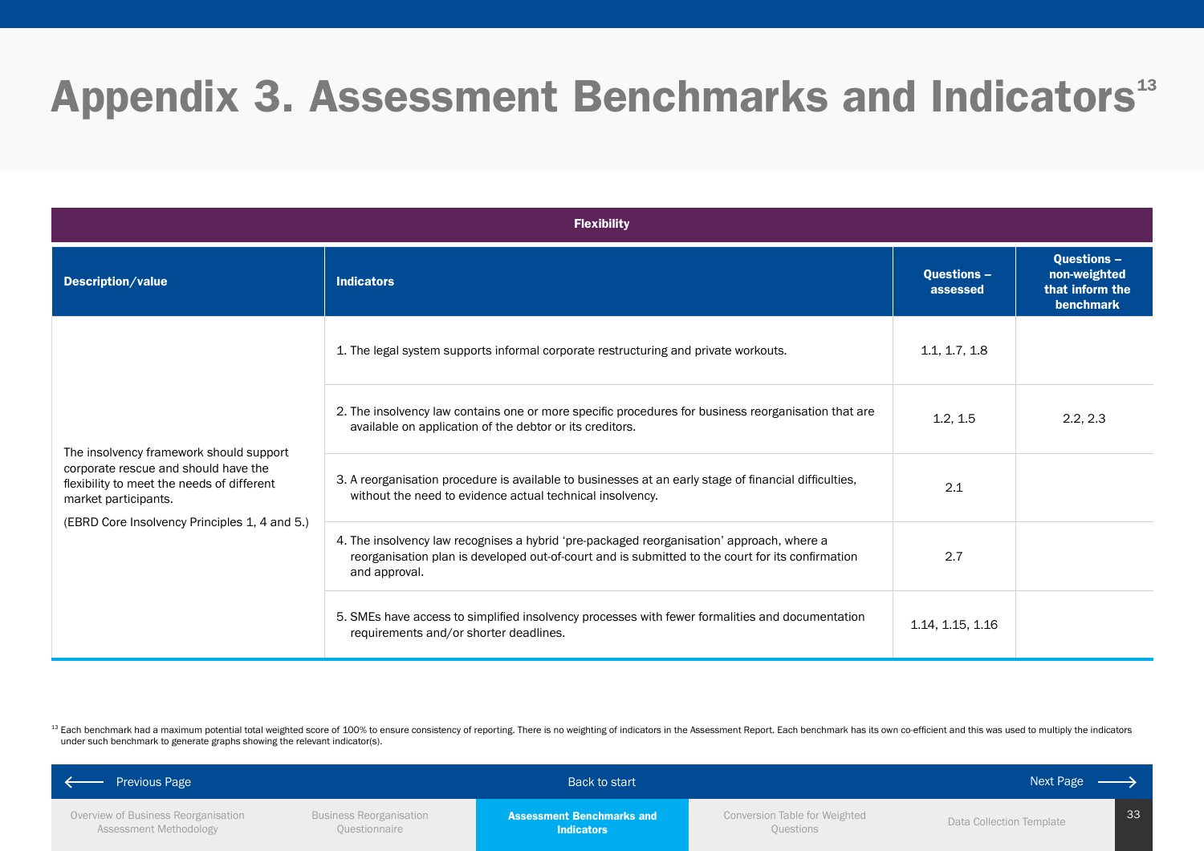# Appendix 3. Assessment Benchmarks and Indicators[13]

| Flexibility | | | |
|---|---|---|---|
| **Description/value** | **Indicators** | **Questions – assessed** | **Questions – non-weighted that inform the benchmark** |
| The insolvency framework should support corporate rescue and should have the flexibility to meet the needs of different market participants. (EBRD Core Insolvency Principles 1, 4 and 5.) | 1. The legal system supports informal corporate restructuring and private workouts. | 1.1, 1.7, 1.8 | |
| | 2. The insolvency law contains one or more specific procedures for business reorganisation that are available on application of the debtor or its creditors. | 1.2, 1.5 | 2.2, 2.3 |
| | 3. A reorganisation procedure is available to businesses at an early stage of financial difficulties, without the need to evidence actual technical insolvency. | 2.1 | |
| | 4. The insolvency law recognises a hybrid 'pre-packaged reorganisation' approach, where a reorganisation plan is developed out-of-court and is submitted to the court for its confirmation and approval. | 2.7 | |
| | 5. SMEs have access to simplified insolvency processes with fewer formalities and documentation requirements and/or shorter deadlines. | 1.14, 1.15, 1.16 | |

[13] Each benchmark had a maximum potential total weighted score of 100% to ensure consistency of reporting. There is no weighting of indicators in the Assessment Report. Each benchmark has its own co-efficient and this was used to multiply the indicators under such benchmark to generate graphs showing the relevant indicator(s).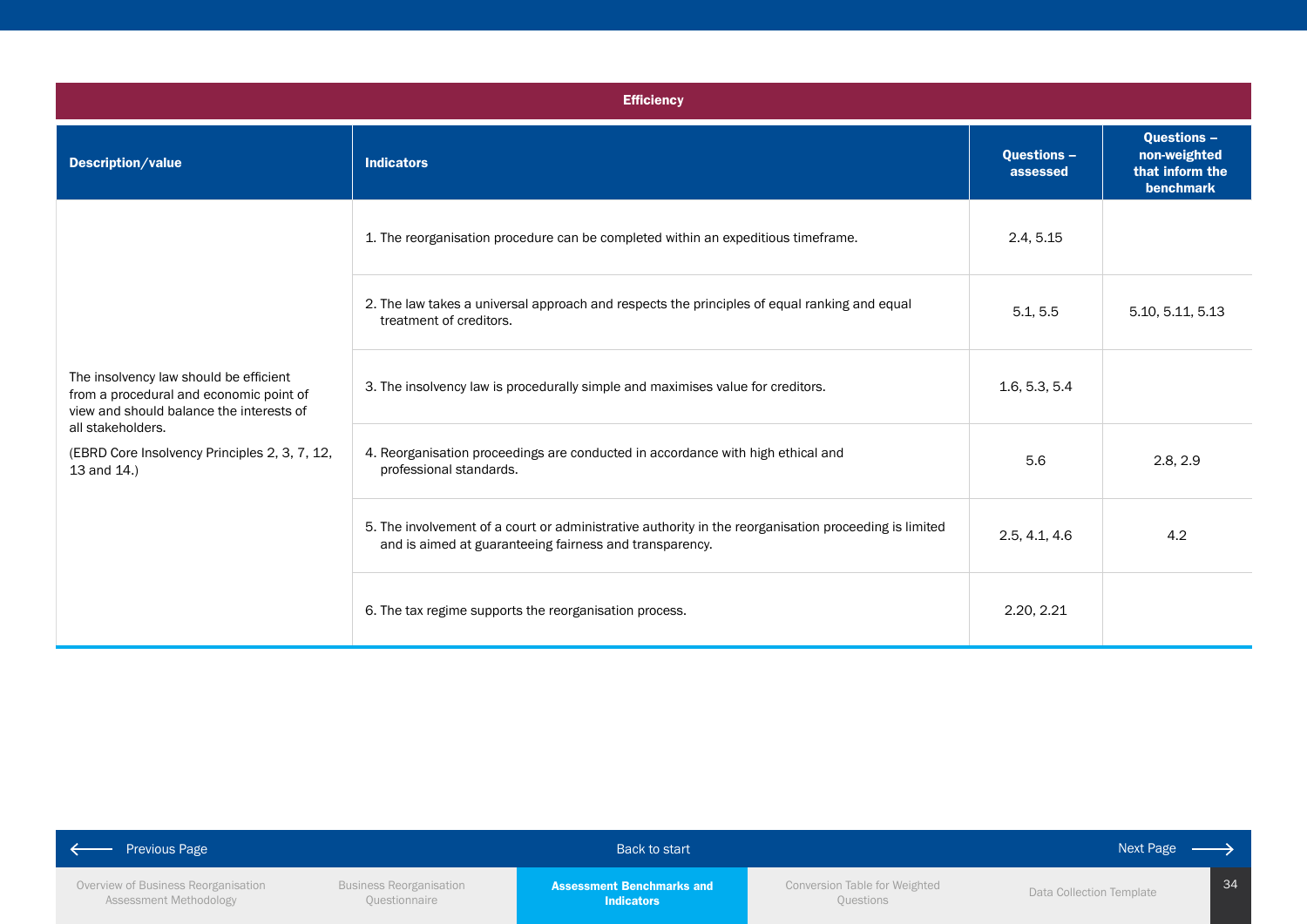| Efficiency | | | |
|---|---|---|---|
| **Description/value** | **Indicators** | **Questions – assessed** | **Questions – non-weighted that inform the benchmark** |
| The insolvency law should be efficient from a procedural and economic point of view and should balance the interests of all stakeholders. (EBRD Core Insolvency Principles 2, 3, 7, 12, 13 and 14.) | 1. The reorganisation procedure can be completed within an expeditious timeframe. | 2.4, 5.15 | |
| | 2. The law takes a universal approach and respects the principles of equal ranking and equal treatment of creditors. | 5.1, 5.5 | 5.10, 5.11, 5.13 |
| | 3. The insolvency law is procedurally simple and maximises value for creditors. | 1.6, 5.3, 5.4 | |
| | 4. Reorganisation proceedings are conducted in accordance with high ethical and professional standards. | 5.6 | 2.8, 2.9 |
| | 5. The involvement of a court or administrative authority in the reorganisation proceeding is limited and is aimed at guaranteeing fairness and transparency. | 2.5, 4.1, 4.6 | 4.2 |
| | 6. The tax regime supports the reorganisation process. | 2.20, 2.21 | |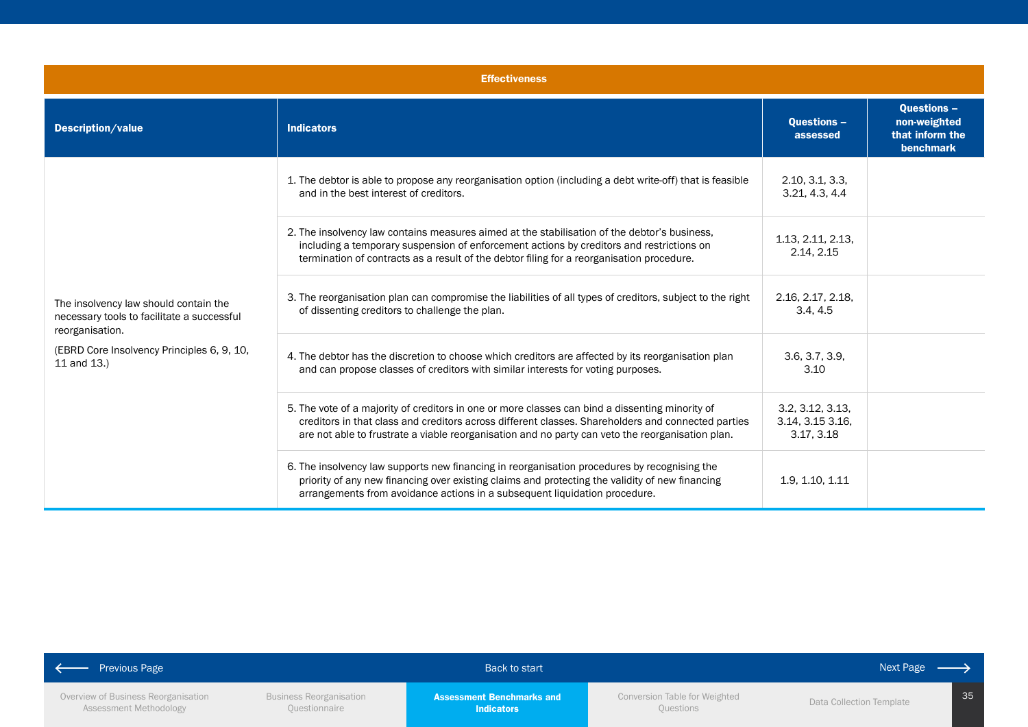| Effectiveness | | | |
|---|---|---|---|
| **Description/value** | **Indicators** | **Questions – assessed** | **Questions – non-weighted that inform the benchmark** |
| The insolvency law should contain the necessary tools to facilitate a successful reorganisation.<br><br>(EBRD Core Insolvency Principles 6, 9, 10, 11 and 13.) | 1. The debtor is able to propose any reorganisation option (including a debt write-off) that is feasible and in the best interest of creditors. | 2.10, 3.1, 3.3, 3.21, 4.3, 4.4 | |
| | 2. The insolvency law contains measures aimed at the stabilisation of the debtor's business, including a temporary suspension of enforcement actions by creditors and restrictions on termination of contracts as a result of the debtor filing for a reorganisation procedure. | 1.13, 2.11, 2.13, 2.14, 2.15 | |
| | 3. The reorganisation plan can compromise the liabilities of all types of creditors, subject to the right of dissenting creditors to challenge the plan. | 2.16, 2.17, 2.18, 3.4, 4.5 | |
| | 4. The debtor has the discretion to choose which creditors are affected by its reorganisation plan and can propose classes of creditors with similar interests for voting purposes. | 3.6, 3.7, 3.9, 3.10 | |
| | 5. The vote of a majority of creditors in one or more classes can bind a dissenting minority of creditors in that class and creditors across different classes. Shareholders and connected parties are not able to frustrate a viable reorganisation and no party can veto the reorganisation plan. | 3.2, 3.12, 3.13, 3.14, 3.15 3.16, 3.17, 3.18 | |
| | 6. The insolvency law supports new financing in reorganisation procedures by recognising the priority of any new financing over existing claims and protecting the validity of new financing arrangements from avoidance actions in a subsequent liquidation procedure. | 1.9, 1.10, 1.11 | |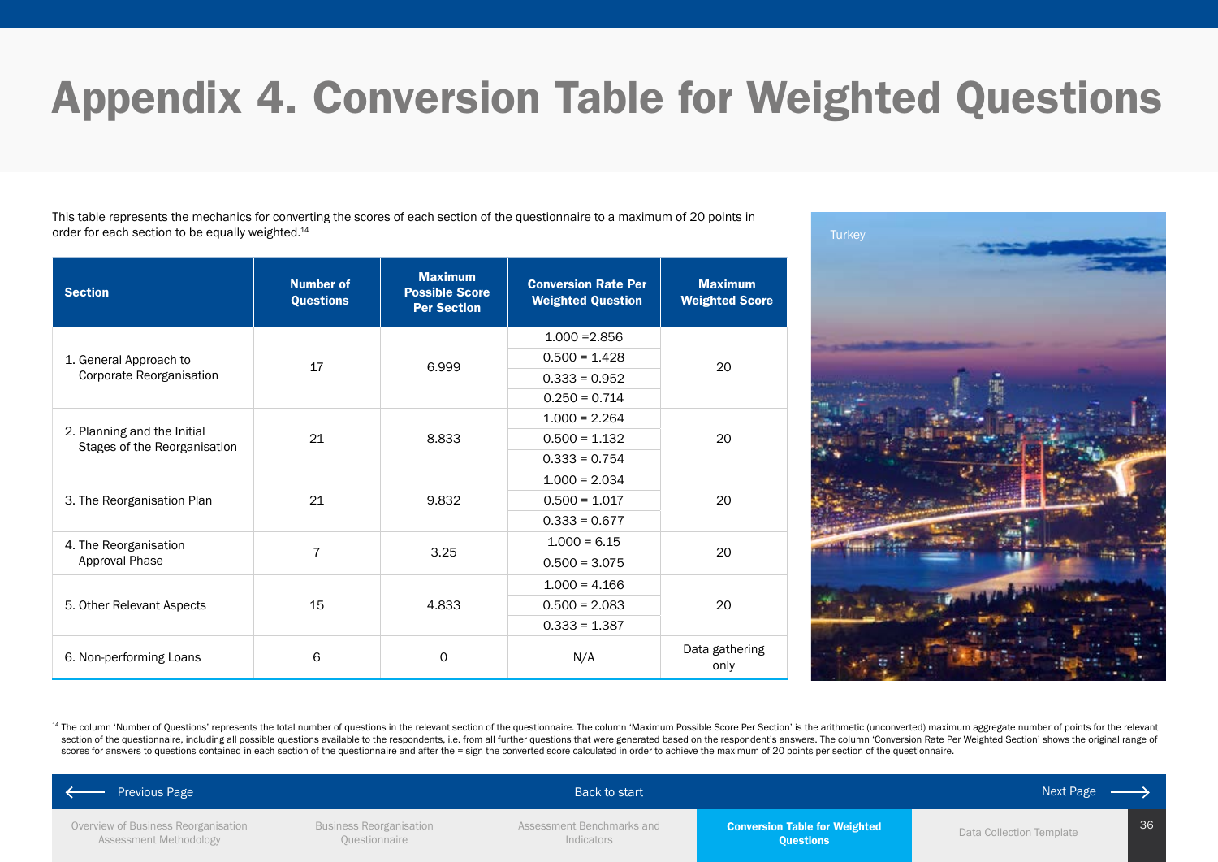# Appendix 4. Conversion Table for Weighted Questions

This table represents the mechanics for converting the scores of each section of the questionnaire to a maximum of 20 points in order for each section to be equally weighted.[14]

| Section | Number of Questions | Maximum Possible Score Per Section | Conversion Rate Per Weighted Question | Maximum Weighted Score |
|---|---|---|---|---|
| 1. General Approach to Corporate Reorganisation | 17 | 6.999 | 1.000 =2.856 | 20 |
| | | | 0.500 = 1.428 | |
| | | | 0.333 = 0.952 | |
| | | | 0.250 = 0.714 | |
| 2. Planning and the Initial Stages of the Reorganisation | 21 | 8.833 | 1.000 = 2.264 | 20 |
| | | | 0.500 = 1.132 | |
| | | | 0.333 = 0.754 | |
| 3. The Reorganisation Plan | 21 | 9.832 | 1.000 = 2.034 | 20 |
| | | | 0.500 = 1.017 | |
| | | | 0.333 = 0.677 | |
| 4. The Reorganisation Approval Phase | 7 | 3.25 | 1.000 = 6.15 | 20 |
| | | | 0.500 = 3.075 | |
| 5. Other Relevant Aspects | 15 | 4.833 | 1.000 = 4.166 | 20 |
| | | | 0.500 = 2.083 | |
| | | | 0.333 = 1.387 | |
| 6. Non-performing Loans | 6 | 0 | N/A | Data gathering only |

Turkey

[14] The column 'Number of Questions' represents the total number of questions in the relevant section of the questionnaire. The column 'Maximum Possible Score Per Section' is the arithmetic (unconverted) maximum aggregate number of points for the relevant section of the questionnaire, including all possible questions available to the respondents, i.e. from all further questions that were generated based on the respondent's answers. The column 'Conversion Rate Per Weighted Section' shows the original range of scores for answers to questions contained in each section of the questionnaire and after the = sign the converted score calculated in order to achieve the maximum of 20 points per section of the questionnaire.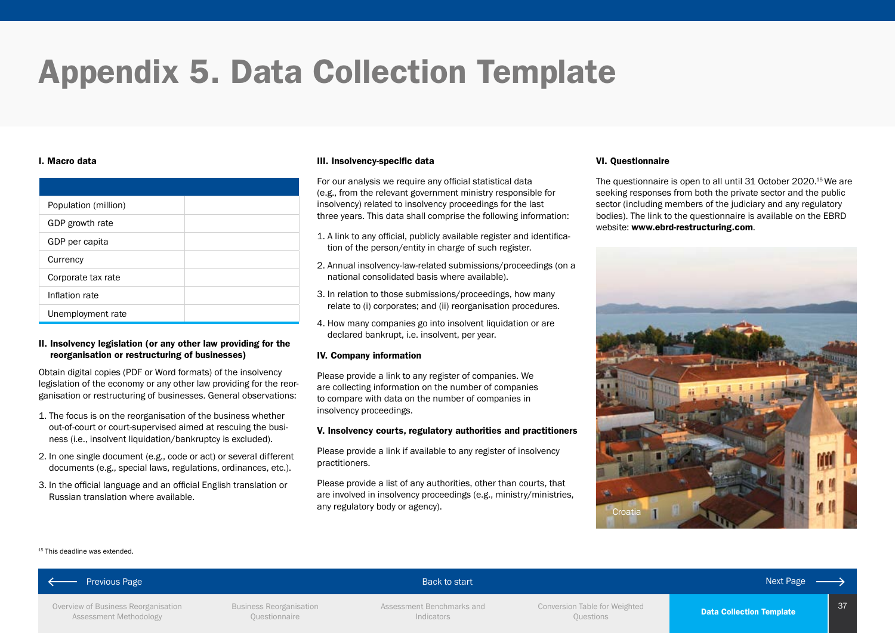# Appendix 5. Data Collection Template

### I. Macro data

| | |
|---|---|
| Population (million) | |
| GDP growth rate | |
| GDP per capita | |
| Currency | |
| Corporate tax rate | |
| Inflation rate | |
| Unemployment rate | |

### II. Insolvency legislation (or any other law providing for the reorganisation or restructuring of businesses)

Obtain digital copies (PDF or Word formats) of the insolvency legislation of the economy or any other law providing for the reorganisation or restructuring of businesses. General observations:

1. The focus is on the reorganisation of the business whether out-of-court or court-supervised aimed at rescuing the business (i.e., insolvent liquidation/bankruptcy is excluded).
2. In one single document (e.g., code or act) or several different documents (e.g., special laws, regulations, ordinances, etc.).
3. In the official language and an official English translation or Russian translation where available.

### III. Insolvency-specific data

For our analysis we require any official statistical data (e.g., from the relevant government ministry responsible for insolvency) related to insolvency proceedings for the last three years. This data shall comprise the following information:

1. A link to any official, publicly available register and identification of the person/entity in charge of such register.
2. Annual insolvency-law-related submissions/proceedings (on a national consolidated basis where available).
3. In relation to those submissions/proceedings, how many relate to (i) corporates; and (ii) reorganisation procedures.
4. How many companies go into insolvent liquidation or are declared bankrupt, i.e. insolvent, per year.

### IV. Company information

Please provide a link to any register of companies. We are collecting information on the number of companies to compare with data on the number of companies in insolvency proceedings.

### V. Insolvency courts, regulatory authorities and practitioners

Please provide a link if available to any register of insolvency practitioners.

Please provide a list of any authorities, other than courts, that are involved in insolvency proceedings (e.g., ministry/ministries, any regulatory body or agency).

### VI. Questionnaire

The questionnaire is open to all until 31 October 2020.[15] We are seeking responses from both the private sector and the public sector (including members of the judiciary and any regulatory bodies). The link to the questionnaire is available on the EBRD website: **www.ebrd-restructuring.com**.

Croatia

[15] This deadline was extended.